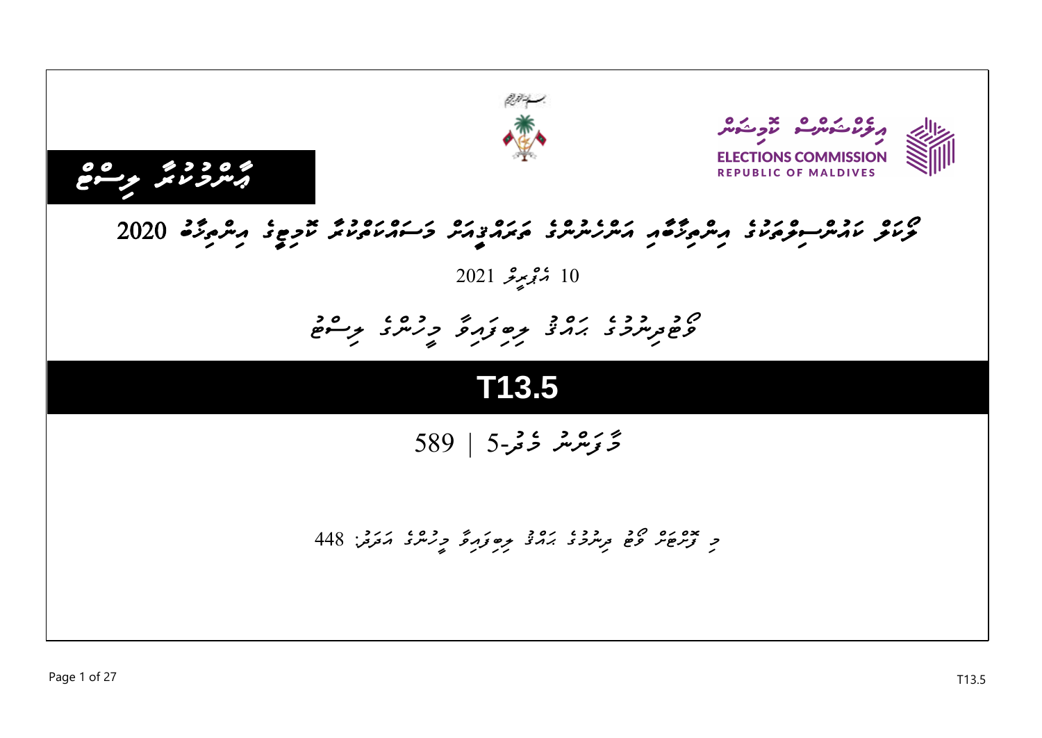އިލެކްޝަންސް ކޮމިޝަން

ELECTIONS COMMISSION
REPUBLIC OF MALDIVES

އާންމުކުރާ ލިސްޓު

# ލޯކަލް ކައުންސިލްތަކުގެ އިންތިޚާބާއި އަންހެނުންގެ ތަރައްޤީއަށް މަސައްކަތްކުރާ ކޮމިޓީގެ އިންތިޚާބު 2020

10 އެޕްރީލް 2021

## ވޯޓުދިނުމުގެ ހައްޤު ލިބިފައިވާ މީހުންގެ ލިސްޓު

# T13.5

ގާފަންނު ގުރު-5 | 589

މި ފޮނޑަށް ވޯޓު ދިނުމުގެ ހައްޤު ލިބިފައިވާ މީހުންގެ އަދަދު: 448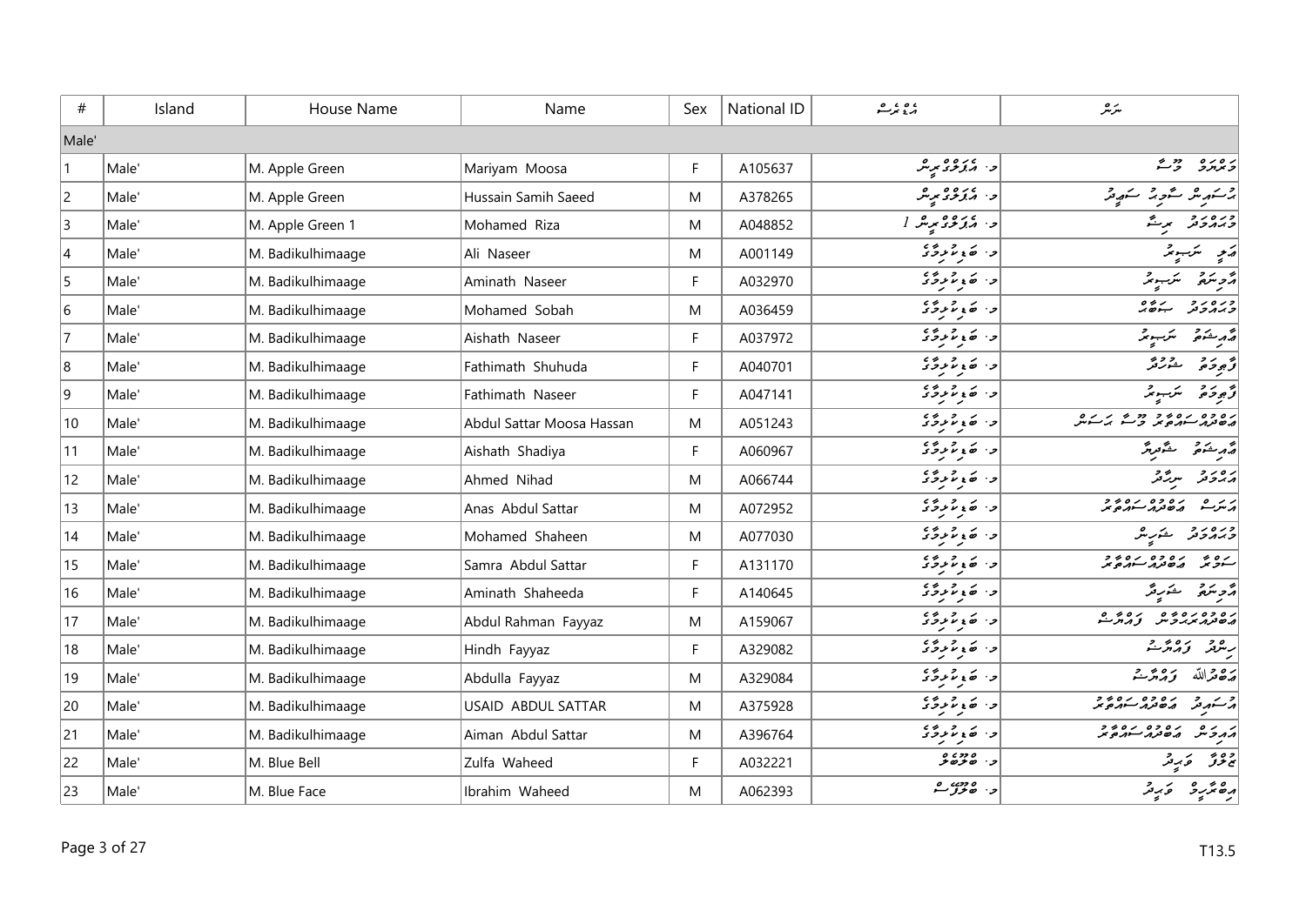| # | Island | House Name | Name | Sex | National ID | ގެއްގެ ނަން | ނަން |
|---|---|---|---|---|---|---|---|
| Male' | | | | | | | |
| 1 | Male' | M. Apple Green | Mariyam Moosa | F | A105637 | މ. އެޕަލްގްރީން | މަރިޔަމް މޫސާ |
| 2 | Male' | M. Apple Green | Hussain Samih Saeed | M | A378265 | މ. އެޕަލްގްރީން | ހުސައިން ސާމިހު ސައީދު |
| 3 | Male' | M. Apple Green 1 | Mohamed Riza | M | A048852 | މ. އެޕަލްގްރީން 1 | މުހައްމަދު ރިޟާ |
| 4 | Male' | M. Badikulhimaage | Ali Naseer | M | A001149 | މ. ބަދިކުޅިމާގެ | އަލި ނަސީރު |
| 5 | Male' | M. Badikulhimaage | Aminath Naseer | F | A032970 | މ. ބަދިކުޅިމާގެ | އާމިނަތު ނަސީރު |
| 6 | Male' | M. Badikulhimaage | Mohamed Sobah | M | A036459 | މ. ބަދިކުޅިމާގެ | މުހައްމަދު ސަބާހު |
| 7 | Male' | M. Badikulhimaage | Aishath Naseer | F | A037972 | މ. ބަދިކުޅިމާގެ | އާއިޝަތު ނަސީރު |
| 8 | Male' | M. Badikulhimaage | Fathimath Shuhuda | F | A040701 | މ. ބަދިކުޅިމާގެ | ފާތިމަތު ޝުހުދާ |
| 9 | Male' | M. Badikulhimaage | Fathimath Naseer | F | A047141 | މ. ބަދިކުޅިމާގެ | ފާތިމަތު ނަސީރު |
| 10 | Male' | M. Badikulhimaage | Abdul Sattar Moosa Hassan | M | A051243 | މ. ބަދިކުޅިމާގެ | އަބްދުލްސައްތާރު މޫސާ ހަސަން |
| 11 | Male' | M. Badikulhimaage | Aishath Shadiya | F | A060967 | މ. ބަދިކުޅިމާގެ | އާއިޝަތު ޝާދިޔާ |
| 12 | Male' | M. Badikulhimaage | Ahmed Nihad | M | A066744 | މ. ބަދިކުޅިމާގެ | އަހްމަދު ނިހާދު |
| 13 | Male' | M. Badikulhimaage | Anas Abdul Sattar | M | A072952 | މ. ބަދިކުޅިމާގެ | އަނަސް އަބްދުލްސައްތާރު |
| 14 | Male' | M. Badikulhimaage | Mohamed Shaheen | M | A077030 | މ. ބަދިކުޅިމާގެ | މުހައްމަދު ޝަހީން |
| 15 | Male' | M. Badikulhimaage | Samra Abdul Sattar | F | A131170 | މ. ބަދިކުޅިމާގެ | ސަމްރާ އަބްދުލްސައްތާރު |
| 16 | Male' | M. Badikulhimaage | Aminath Shaheeda | F | A140645 | މ. ބަދިކުޅިމާގެ | އާމިނަތު ޝަހީދާ |
| 17 | Male' | M. Badikulhimaage | Abdul Rahman Fayyaz | M | A159067 | މ. ބަދިކުޅިމާގެ | އަބްދުއްރަޙްމާން ފައްޔާޒު |
| 18 | Male' | M. Badikulhimaage | Hindh Fayyaz | F | A329082 | މ. ބަދިކުޅިމާގެ | ހިންދު ފައްޔާޒު |
| 19 | Male' | M. Badikulhimaage | Abdulla Fayyaz | M | A329084 | މ. ބަދިކުޅިމާގެ | އަބްދުﷲ ފައްޔާޒު |
| 20 | Male' | M. Badikulhimaage | USAID ABDUL SATTAR | M | A375928 | މ. ބަދިކުޅިމާގެ | އުސައިދު އަބްދުލްސައްތާރު |
| 21 | Male' | M. Badikulhimaage | Aiman Abdul Sattar | M | A396764 | މ. ބަދިކުޅިމާގެ | އައިމަން އަބްދުލްސައްތާރު |
| 22 | Male' | M. Blue Bell | Zulfa Waheed | F | A032221 | މ. ބްލޫބެލް | ޒުލްފާ ވަހީދު |
| 23 | Male' | M. Blue Face | Ibrahim Waheed | M | A062393 | މ. ބްލޫފޭސް | އިބްރާހީމް ވަހީދު |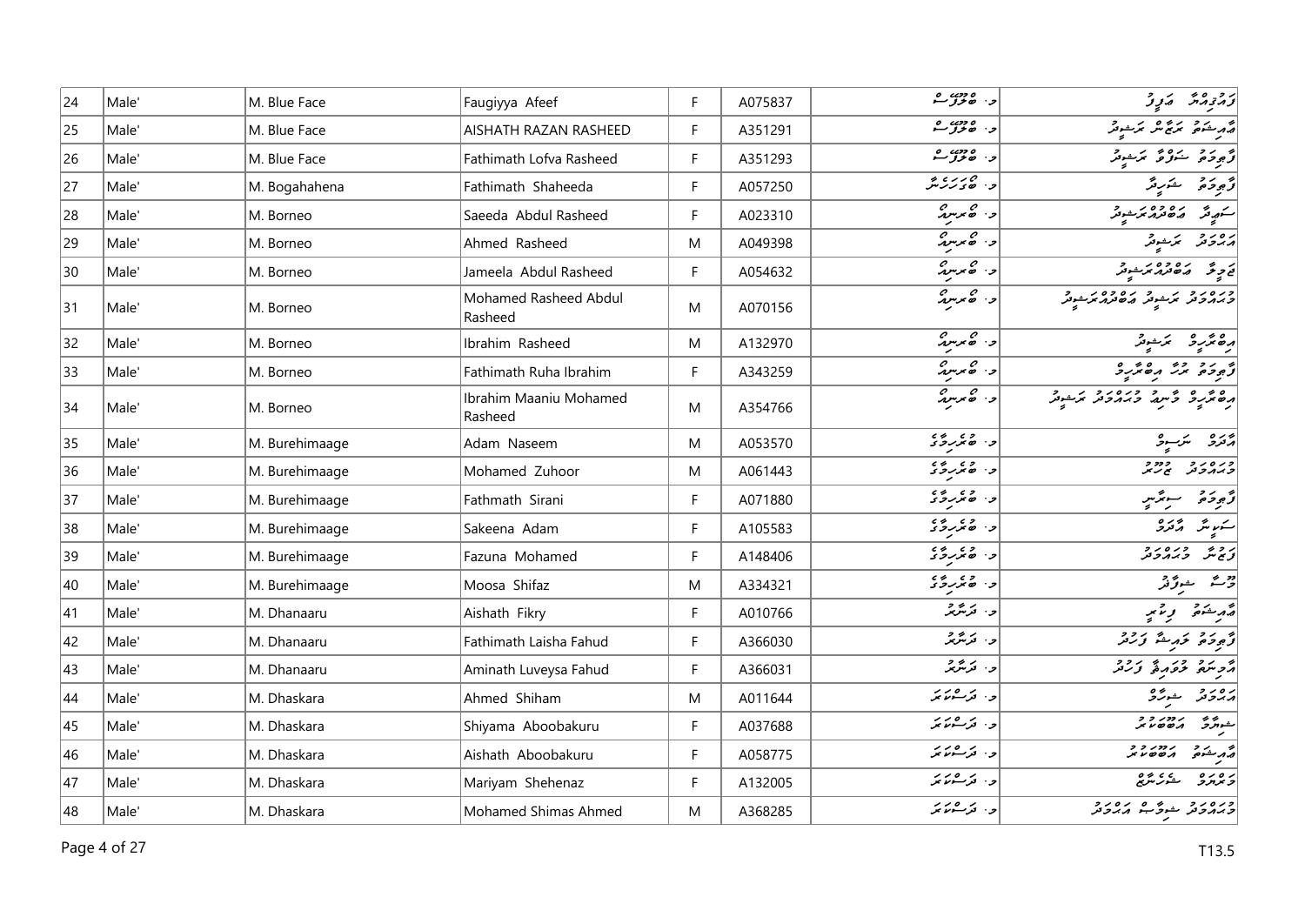| 24 | Male' | M. Blue Face | Faugiyya Afeef | F | A075837 | މ. ބްލޫފޭސް | ފައުޤިއްޔާ ޢަފީފް |
|---|---|---|---|---|---|---|---|
| 25 | Male' | M. Blue Face | AISHATH RAZAN RASHEED | F | A351291 | މ. ބްލޫފޭސް | ޢާއިشަތު ރަޒާން ރަޝީދު |
| 26 | Male' | M. Blue Face | Fathimath Lofva Rasheed | F | A351293 | މ. ބްލޫފޭސް | ފާތިމަތު ލޯފްވާ ރަޝީދު |
| 27 | Male' | M. Bogahahena | Fathimath Shaheeda | F | A057250 | މ. ބޮގަހަހެނާ | ފާތިމަތު ޝަހީދާ |
| 28 | Male' | M. Borneo | Saeeda Abdul Rasheed | F | A023310 | މ. ބޯނިއޯ | ސަޢީދާ ޢަބްދުއްރަޝީދު |
| 29 | Male' | M. Borneo | Ahmed Rasheed | M | A049398 | މ. ބޯނިއޯ | އަޙްމަދު ރަޝީދު |
| 30 | Male' | M. Borneo | Jameela Abdul Rasheed | F | A054632 | މ. ބޯނިއޯ | ޖަމީލާ ޢަބްދުއްރަޝީދު |
| 31 | Male' | M. Borneo | Mohamed Rasheed Abdul Rasheed | M | A070156 | މ. ބޯނިއޯ | މުޙައްމަދު ރަޝީދު ޢަބްދުއްރަޝީދު |
| 32 | Male' | M. Borneo | Ibrahim Rasheed | M | A132970 | މ. ބޯނިއޯ | އިބްރާހީމް ރަޝީދު |
| 33 | Male' | M. Borneo | Fathimath Ruha Ibrahim | F | A343259 | މ. ބޯނިއޯ | ފާތިމަތު ރުހާ އިބްރާހީމް |
| 34 | Male' | M. Borneo | Ibrahim Maaniu Mohamed Rasheed | M | A354766 | މ. ބޯނިއޯ | އިބްރާހީމް މާނިއު މުޙައްމަދު ރަޝީދު |
| 35 | Male' | M. Burehimaage | Adam Naseem | M | A053570 | މ. ބުރެހިމާގެ | އާދަމް ނަސީމް |
| 36 | Male' | M. Burehimaage | Mohamed Zuhoor | M | A061443 | މ. ބުރެހިމާގެ | މުޙައްމަދު ޒުހޫރު |
| 37 | Male' | M. Burehimaage | Fathmath Sirani | F | A071880 | މ. ބުރެހިމާގެ | ފާތުމަތު ސިރާނީ |
| 38 | Male' | M. Burehimaage | Sakeena Adam | F | A105583 | މ. ބުރެހިމާގެ | ސަކީނާ އާދަމް |
| 39 | Male' | M. Burehimaage | Fazuna Mohamed | F | A148406 | މ. ބުރެހިމާގެ | ފަޒުނާ މުޙައްމަދު |
| 40 | Male' | M. Burehimaage | Moosa Shifaz | M | A334321 | މ. ބުރެހިމާގެ | މޫސާ ޝިފާޒު |
| 41 | Male' | M. Dhanaaru | Aishath Fikry | F | A010766 | މ. ދަނާރު | ޢާއިشަތު ފިކްރީ |
| 42 | Male' | M. Dhanaaru | Fathimath Laisha Fahud | F | A366030 | މ. ދަނާރު | ފާތިމަތު ލައިޝާ ފަހުދު |
| 43 | Male' | M. Dhanaaru | Aminath Luveysa Fahud | F | A366031 | މ. ދަނާރު | އާމިނަތު ލުވޭސާ ފަހުދު |
| 44 | Male' | M. Dhaskara | Ahmed Shiham | M | A011644 | މ. ދަސްކަރަ | އަޙްމަދު ޝިހާމް |
| 45 | Male' | M. Dhaskara | Shiyama Aboobakuru | F | A037688 | މ. ދަސްކަރަ | ޝިޔާމާ އަބޫބަކުރު |
| 46 | Male' | M. Dhaskara | Aishath Aboobakuru | F | A058775 | މ. ދަސްކަރަ | ޢާއިشަތު އަބޫބަކުރު |
| 47 | Male' | M. Dhaskara | Mariyam Shehenaz | F | A132005 | މ. ދަސްކަރަ | މަރިޔަމް ޝެހެނާޒް |
| 48 | Male' | M. Dhaskara | Mohamed Shimas Ahmed | M | A368285 | މ. ދަސްކަރަ | މުޙައްމަދު ޝިމާސް އަޙްމަދު |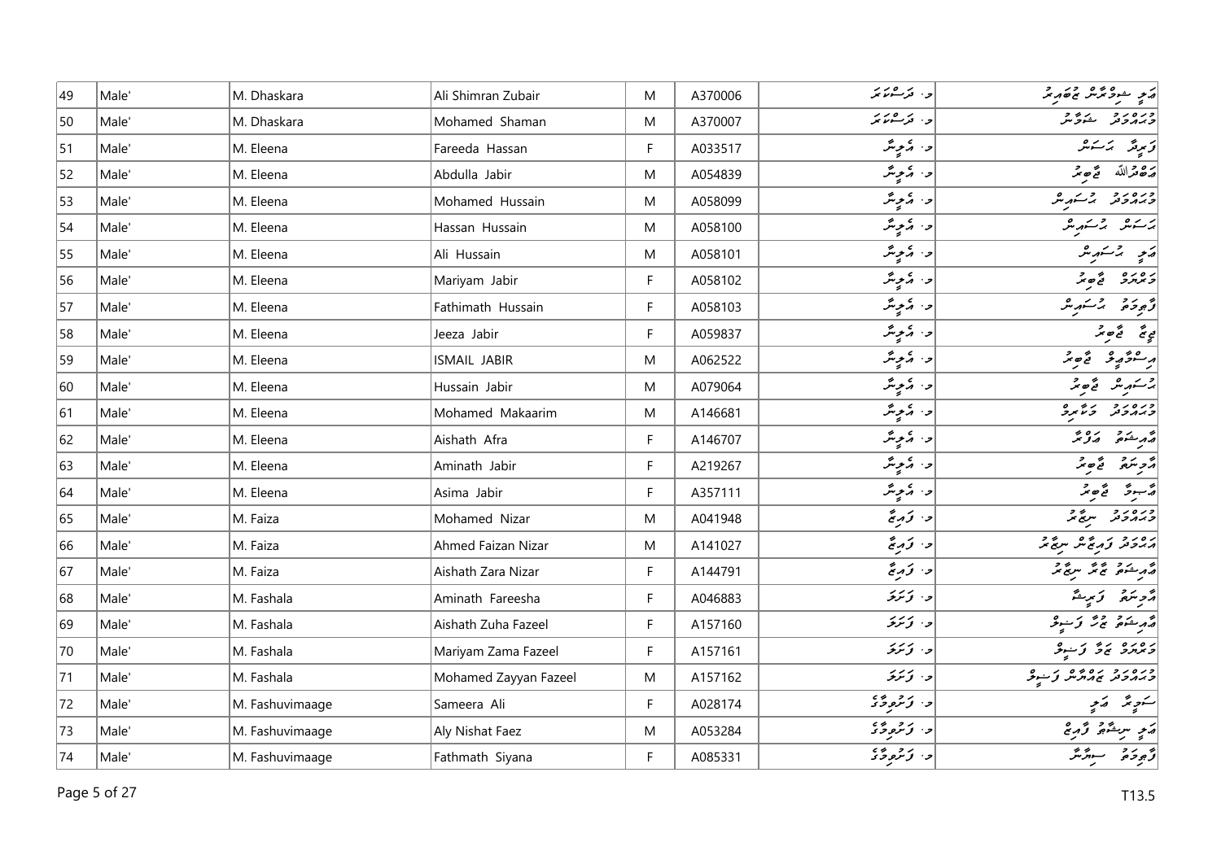| 49 | Male' | M. Dhaskara | Ali Shimran Zubair | M | A370006 | މ. ދަސްކަރަ | ޢަލީ ޝިމްރާން ޒުބައިރު |
|---|---|---|---|---|---|---|---|
| 50 | Male' | M. Dhaskara | Mohamed Shaman | M | A370007 | މ. ދަސްކަރަ | މުޙައްމަދު ޝަމާން |
| 51 | Male' | M. Eleena | Fareeda Hassan | F | A033517 | މ. އެލީނާ | ފަރީދާ ޙަސަން |
| 52 | Male' | M. Eleena | Abdulla Jabir | M | A054839 | މ. އެލީނާ | ޢަބްދުﷲ ޖާބިރު |
| 53 | Male' | M. Eleena | Mohamed Hussain | M | A058099 | މ. އެލީނާ | މުޙައްމަދު ޙުސައިން |
| 54 | Male' | M. Eleena | Hassan Hussain | M | A058100 | މ. އެލީނާ | ޙަސަން ޙުސައިން |
| 55 | Male' | M. Eleena | Ali Hussain | M | A058101 | މ. އެލީނާ | ޢަލީ ޙުސައިން |
| 56 | Male' | M. Eleena | Mariyam Jabir | F | A058102 | މ. އެލީނާ | މަރިޔަމް ޖާބިރު |
| 57 | Male' | M. Eleena | Fathimath Hussain | F | A058103 | މ. އެލީނާ | ފާތިމަތު ޙުސައިން |
| 58 | Male' | M. Eleena | Jeeza Jabir | F | A059837 | މ. އެލީނާ | ޖީޒާ ޖާބިރު |
| 59 | Male' | M. Eleena | ISMAIL JABIR | M | A062522 | މ. އެލީނާ | އިސްމާޢީލް ޖާބިރު |
| 60 | Male' | M. Eleena | Hussain Jabir | M | A079064 | މ. އެލީނާ | ޙުސައިން ޖާބިރު |
| 61 | Male' | M. Eleena | Mohamed Makaarim | M | A146681 | މ. އެލީނާ | މުޙައްމަދު މަކާރިމް |
| 62 | Male' | M. Eleena | Aishath Afra | F | A146707 | މ. އެލީނާ | ޢާއިޝަތު އަފްރާ |
| 63 | Male' | M. Eleena | Aminath Jabir | F | A219267 | މ. އެލީނާ | އާމިނަތު ޖާބިރު |
| 64 | Male' | M. Eleena | Asima Jabir | F | A357111 | މ. އެލީނާ | އާސިމާ ޖާބިރު |
| 65 | Male' | M. Faiza | Mohamed Nizar | M | A041948 | މ. ފައިޒާ | މުޙައްމަދު ނިޒާރު |
| 66 | Male' | M. Faiza | Ahmed Faizan Nizar | M | A141027 | މ. ފައިޒާ | އަޙްމަދު ފައިޒާން ނިޒާރު |
| 67 | Male' | M. Faiza | Aishath Zara Nizar | F | A144791 | މ. ފައިޒާ | ޢާއިޝަތު ޒާރާ ނިޒާރު |
| 68 | Male' | M. Fashala | Aminath Fareesha | F | A046883 | މ. ފަޝަލާ | އާމިނަތު ފަރީޝާ |
| 69 | Male' | M. Fashala | Aishath Zuha Fazeel | F | A157160 | މ. ފަޝަލާ | ޢާއިޝަތު ޒުހާ ފަޒީލް |
| 70 | Male' | M. Fashala | Mariyam Zama Fazeel | F | A157161 | މ. ފަޝަލާ | މަރިޔަމް ޒަމާ ފަޒީލް |
| 71 | Male' | M. Fashala | Mohamed Zayyan Fazeel | M | A157162 | މ. ފަޝަލާ | މުޙައްމަދު ޒައްޔާން ފަޒީލް |
| 72 | Male' | M. Fashuvimaage | Sameera Ali | F | A028174 | މ. ފަށުވިމާގެ | ސަމީރާ ޢަލީ |
| 73 | Male' | M. Fashuvimaage | Aly Nishat Faez | M | A053284 | މ. ފަށުވިމާގެ | ޢަލީ ނިޝާތު ފާއިޒު |
| 74 | Male' | M. Fashuvimaage | Fathmath Siyana | F | A085331 | މ. ފަށުވިމާގެ | ފާތިމަތު ސިޔާނާ |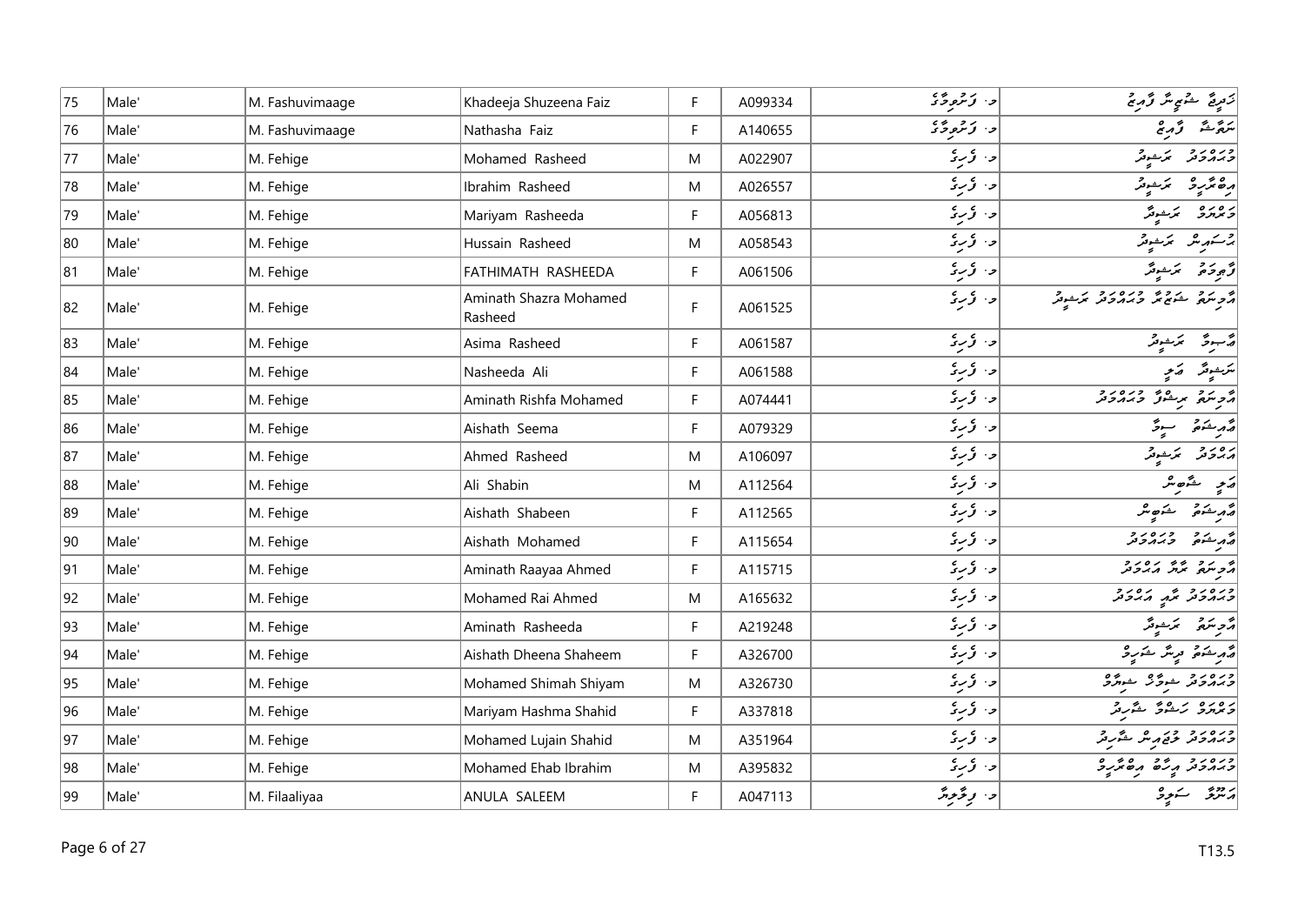| 75 | Male' | M. Fashuvimaage | Khadeeja Shuzeena Faiz | F | A099334 | މ. ފަޝުވިމާގެ | ހަދީޖާ ޝުޒީނާ ފާއިޒު |
|---|---|---|---|---|---|---|---|
| 76 | Male' | M. Fashuvimaage | Nathasha Faiz | F | A140655 | މ. ފަޝުވިމާގެ | ނަތާޝާ ފާއިޒު |
| 77 | Male' | M. Fehige | Mohamed Rasheed | M | A022907 | މ. ފެހިގެ | މުހައްމަދު ރަޝީދު |
| 78 | Male' | M. Fehige | Ibrahim Rasheed | M | A026557 | މ. ފެހިގެ | އިބްރާހީމް ރަޝީދު |
| 79 | Male' | M. Fehige | Mariyam Rasheeda | F | A056813 | މ. ފެހިގެ | މަރިޔަމް ރަޝީދާ |
| 80 | Male' | M. Fehige | Hussain Rasheed | M | A058543 | މ. ފެހިގެ | ހުސައިން ރަޝީދު |
| 81 | Male' | M. Fehige | FATHIMATH RASHEEDA | F | A061506 | މ. ފެހިގެ | ފާތިމަތު ރަޝީދާ |
| 82 | Male' | M. Fehige | Aminath Shazra Mohamed Rasheed | F | A061525 | މ. ފެހިގެ | އާމިނަތު ޝަޒްރާ މުހައްމަދު ރަޝީދު |
| 83 | Male' | M. Fehige | Asima Rasheed | F | A061587 | މ. ފެހިގެ | އާސިމާ ރަޝީދު |
| 84 | Male' | M. Fehige | Nasheeda Ali | F | A061588 | މ. ފެހިގެ | ނަޝީދާ އަލި |
| 85 | Male' | M. Fehige | Aminath Rishfa Mohamed | F | A074441 | މ. ފެހިގެ | އާމިނަތު ރިޝްފާ މުހައްމަދު |
| 86 | Male' | M. Fehige | Aishath Seema | F | A079329 | މ. ފެހިގެ | އާއިޝަތު ސީމާ |
| 87 | Male' | M. Fehige | Ahmed Rasheed | M | A106097 | މ. ފެހިގެ | އަހްމަދު ރަޝީދު |
| 88 | Male' | M. Fehige | Ali Shabin | M | A112564 | މ. ފެހިގެ | އަލި ޝާބިން |
| 89 | Male' | M. Fehige | Aishath Shabeen | F | A112565 | މ. ފެހިގެ | އާއިޝަތު ޝަބީން |
| 90 | Male' | M. Fehige | Aishath Mohamed | F | A115654 | މ. ފެހިގެ | އާއިޝަތު މުހައްމަދު |
| 91 | Male' | M. Fehige | Aminath Raayaa Ahmed | F | A115715 | މ. ފެހިގެ | އާމިނަތު ރާޔާ އަހްމަދު |
| 92 | Male' | M. Fehige | Mohamed Rai Ahmed | M | A165632 | މ. ފެހިގެ | މުހައްމަދު ރާއި އަހްމަދު |
| 93 | Male' | M. Fehige | Aminath Rasheeda | F | A219248 | މ. ފެހިގެ | އާމިނަތު ރަޝީދާ |
| 94 | Male' | M. Fehige | Aishath Dheena Shaheem | F | A326700 | މ. ފެހިގެ | އާއިޝަތު ދީނާ ޝަހީމް |
| 95 | Male' | M. Fehige | Mohamed Shimah Shiyam | M | A326730 | މ. ފެހިގެ | މުހައްމަދު ޝިމާހް ޝިޔާމް |
| 96 | Male' | M. Fehige | Mariyam Hashma Shahid | F | A337818 | މ. ފެހިގެ | މަރިޔަމް ހަޝްމާ ޝާހިދު |
| 97 | Male' | M. Fehige | Mohamed Lujain Shahid | M | A351964 | މ. ފެހިގެ | މުހައްމަދު ލުޖައިން ޝާހިދު |
| 98 | Male' | M. Fehige | Mohamed Ehab Ibrahim | M | A395832 | މ. ފެހިގެ | މުހައްމަދު އިހާބު އިބްރާހީމް |
| 99 | Male' | M. Filaaliyaa | ANULA SALEEM | F | A047113 | މ. ފިލާލިޔާ | އަނޫލާ ސަލީމް |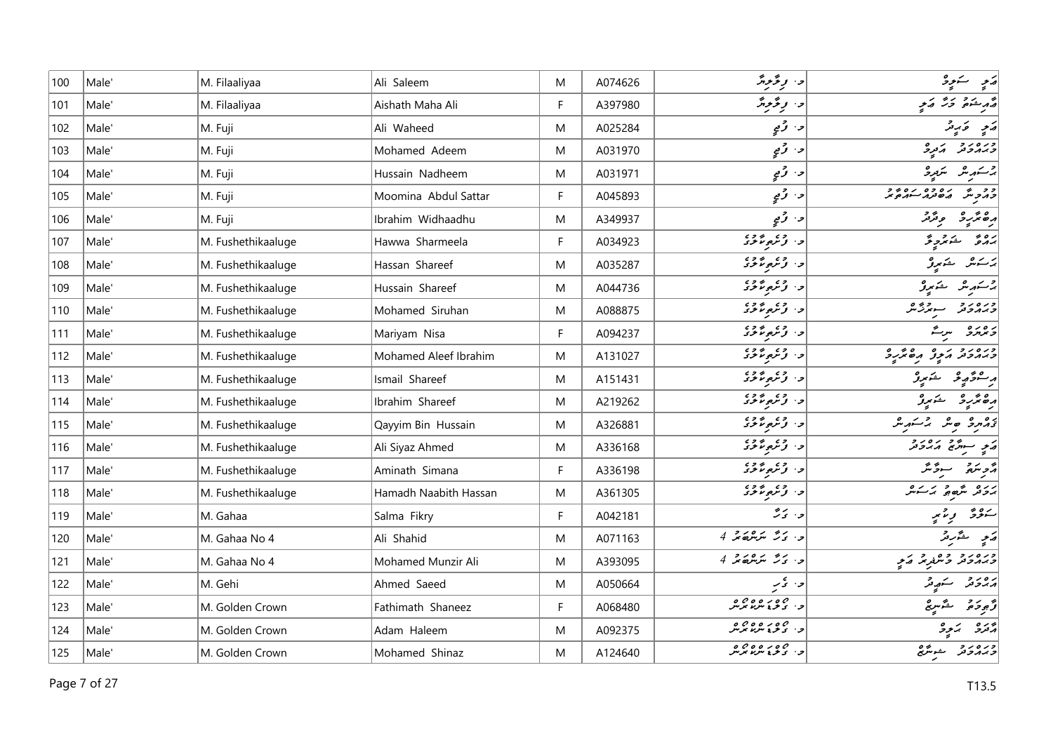| 100 | Male' | M. Filaaliyaa | Ali Saleem | M | A074626 | މ. ފިލާލިޔާ | އަލި ސަލީމް |
|---|---|---|---|---|---|---|---|
| 101 | Male' | M. Filaaliyaa | Aishath Maha Ali | F | A397980 | މ. ފިލާލިޔާ | އާއިޝަތު މަހާ އަލި |
| 102 | Male' | M. Fuji | Ali Waheed | M | A025284 | މ. ފުޖީ | އަލި ވަހީދު |
| 103 | Male' | M. Fuji | Mohamed Adeem | M | A031970 | މ. ފުޖީ | މުހައްމަދު އަދީމް |
| 104 | Male' | M. Fuji | Hussain Nadheem | M | A031971 | މ. ފުޖީ | ހުސައިން ނަދީމް |
| 105 | Male' | M. Fuji | Moomina Abdul Sattar | F | A045893 | މ. ފުޖީ | މޫމިނާ އަބްދުލްސައްތާރު |
| 106 | Male' | M. Fuji | Ibrahim Widhaadhu | M | A349937 | މ. ފުޖީ | އިބްރާހީމް ވިދާދު |
| 107 | Male' | M. Fushethikaaluge | Hawwa Sharmeela | F | A034923 | މ. ފުޝެތިކާލުގެ | ހައްވާ ޝަރްމީލާ |
| 108 | Male' | M. Fushethikaaluge | Hassan Shareef | M | A035287 | މ. ފުޝެތިކާލުގެ | ހަސަން ޝަރީފް |
| 109 | Male' | M. Fushethikaaluge | Hussain Shareef | M | A044736 | މ. ފުޝެތިކާލުގެ | ހުސައިން ޝަރީފް |
| 110 | Male' | M. Fushethikaaluge | Mohamed Siruhan | M | A088875 | މ. ފުޝެތިކާލުގެ | މުހައްމަދު ސިރުހާން |
| 111 | Male' | M. Fushethikaaluge | Mariyam Nisa | F | A094237 | މ. ފުޝެތިކާލުގެ | މަރިޔަމް ނިސާ |
| 112 | Male' | M. Fushethikaaluge | Mohamed Aleef Ibrahim | M | A131027 | މ. ފުޝެތިކާލުގެ | މުހައްމަދު އަލީފް އިބްރާހީމް |
| 113 | Male' | M. Fushethikaaluge | Ismail Shareef | M | A151431 | މ. ފުޝެތިކާލުގެ | އިސްމާއީލް ޝަރީފް |
| 114 | Male' | M. Fushethikaaluge | Ibrahim Shareef | M | A219262 | މ. ފުޝެތިކާލުގެ | އިބްރާހީމް ޝަރީފް |
| 115 | Male' | M. Fushethikaaluge | Qayyim Bin Hussain | M | A326881 | މ. ފުޝެތިކާލުގެ | ޤައްޔިމް ބިން ހުސައިން |
| 116 | Male' | M. Fushethikaaluge | Ali Siyaz Ahmed | M | A336168 | މ. ފުޝެތިކާލުގެ | އަލި ސިޔާޒް އަހްމަދު |
| 117 | Male' | M. Fushethikaaluge | Aminath Simana | F | A336198 | މ. ފުޝެތިކާލުގެ | އާމިނަތު ސިމާނާ |
| 118 | Male' | M. Fushethikaaluge | Hamadh Naabith Hassan | M | A361305 | މ. ފުޝެތިކާލުގެ | ހަމަދު ނާބިތު ހަސަން |
| 119 | Male' | M. Gahaa | Salma Fikry | F | A042181 | މ. ގަހާ | ސަލްމާ ފިކްރީ |
| 120 | Male' | M. Gahaa No 4 | Ali Shahid | M | A071163 | މ. ގަހާ ނަންބަރު 4 | އަލި ޝާހިދު |
| 121 | Male' | M. Gahaa No 4 | Mohamed Munzir Ali | M | A393095 | މ. ގަހާ ނަންބަރު 4 | މުހައްމަދު މުންޒިރު އަލި |
| 122 | Male' | M. Gehi | Ahmed Saeed | M | A050664 | މ. ގެހި | އަހްމަދު ސަޢީދު |
| 123 | Male' | M. Golden Crown | Fathimath Shaneez | F | A068480 | މ. ގޯލްޑެން ކްރައުން | ފާތިމަތު ޝާނީޒު |
| 124 | Male' | M. Golden Crown | Adam Haleem | M | A092375 | މ. ގޯލްޑެން ކްރައުން | އާދަމް ހަލީމް |
| 125 | Male' | M. Golden Crown | Mohamed Shinaz | M | A124640 | މ. ގޯލްޑެން ކްރައުން | މުހައްމަދު ޝިނާޒް |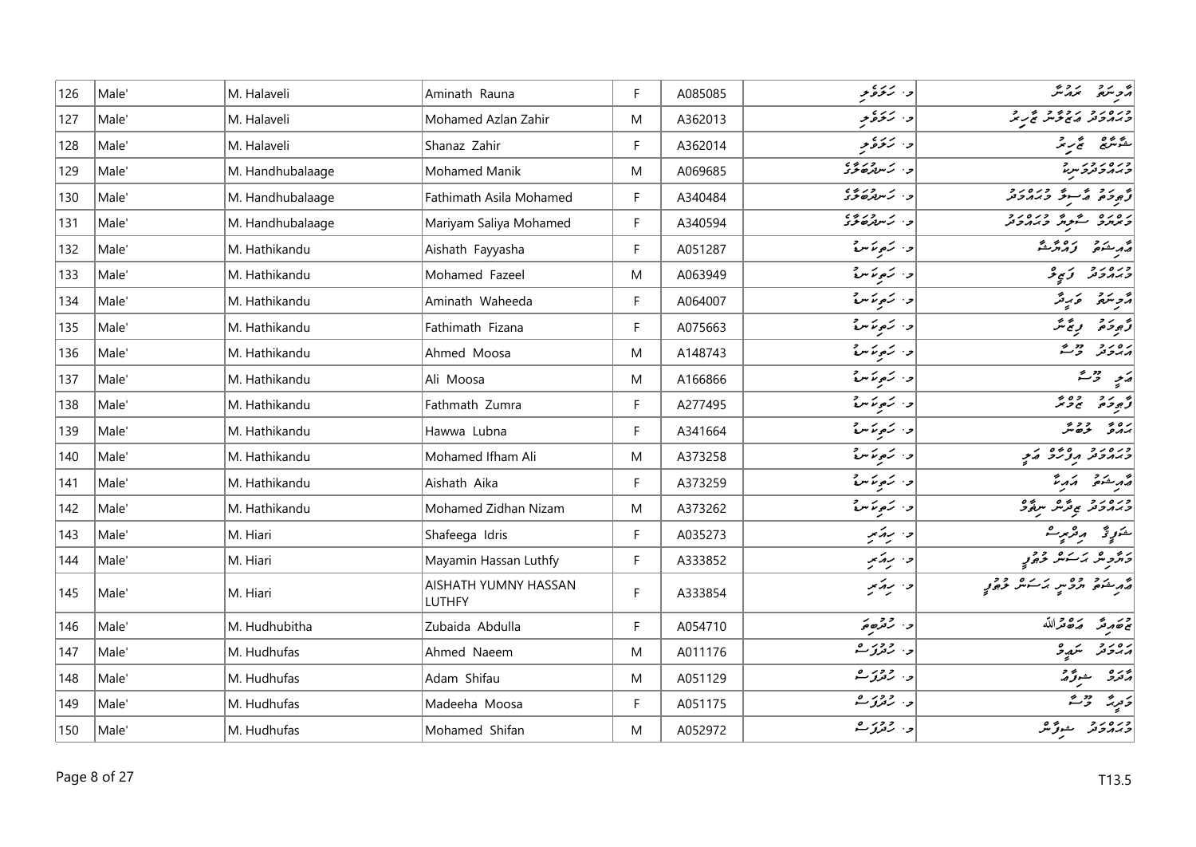| 126 | Male' | M. Halaveli | Aminath Rauna | F | A085085 | މ. ހަލަވެލި | އާމިނަތު ރައުނާ |
|---|---|---|---|---|---|---|---|
| 127 | Male' | M. Halaveli | Mohamed Azlan Zahir | M | A362013 | މ. ހަލަވެލި | މުހައްމަދު އަޒްލާން ޒާހިރު |
| 128 | Male' | M. Halaveli | Shanaz Zahir | F | A362014 | މ. ހަލަވެލި | ޝަނާޒް ޒާހިރު |
| 129 | Male' | M. Handhubalaage | Mohamed Manik | M | A069685 | މ. ހަނދުބަލާގެ | މުހައްމަދުމަނިކު |
| 130 | Male' | M. Handhubalaage | Fathimath Asila Mohamed | F | A340484 | މ. ހަނދުބަލާގެ | ފާތިމަތު އާސިލާ މުހައްމަދު |
| 131 | Male' | M. Handhubalaage | Mariyam Saliya Mohamed | F | A340594 | މ. ހަނދުބަލާގެ | މަރިޔަމް ސާލިޔާ މުހައްމަދު |
| 132 | Male' | M. Hathikandu | Aishath Fayyasha | F | A051287 | މ. ހަތިކަނދު | އައިޝަތު ފައްޔާޝާ |
| 133 | Male' | M. Hathikandu | Mohamed Fazeel | M | A063949 | މ. ހަތިކަނދު | މުހައްމަދު ފަޟީލު |
| 134 | Male' | M. Hathikandu | Aminath Waheeda | F | A064007 | މ. ހަތިކަނދު | އާމިނަތު ވަހީދާ |
| 135 | Male' | M. Hathikandu | Fathimath Fizana | F | A075663 | މ. ހަތިކަނދު | ފާތިމަތު ފިޒާނާ |
| 136 | Male' | M. Hathikandu | Ahmed Moosa | M | A148743 | މ. ހަތިކަނދު | އަޙްމަދު މޫސާ |
| 137 | Male' | M. Hathikandu | Ali Moosa | M | A166866 | މ. ހަތިކަނދު | އަލި މޫސާ |
| 138 | Male' | M. Hathikandu | Fathmath Zumra | F | A277495 | މ. ހަތިކަނދު | ފާތިމަތު ޒުމްރާ |
| 139 | Male' | M. Hathikandu | Hawwa Lubna | F | A341664 | މ. ހަތިކަނދު | ހައްވާ ލުބްނާ |
| 140 | Male' | M. Hathikandu | Mohamed Ifham Ali | M | A373258 | މ. ހަތިކަނދު | މުހައްމަދު އިފްހާމް އަލި |
| 141 | Male' | M. Hathikandu | Aishath Aika | F | A373259 | މ. ހަތިކަނދު | އައިޝަތު އައިކާ |
| 142 | Male' | M. Hathikandu | Mohamed Zidhan Nizam | M | A373262 | މ. ހަތިކަނދު | މުހައްމަދު ޒިދާން ނިޒާމް |
| 143 | Male' | M. Hiari | Shafeega Idris | F | A035273 | މ. ހިއަރި | ޝަފީގާ އިދްރީސް |
| 144 | Male' | M. Hiari | Mayamin Hassan Luthfy | F | A333852 | މ. ހިއަރި | މައާމިން ހަސަން ލުތުފީ |
| 145 | Male' | M. Hiari | AISHATH YUMNY HASSAN LUTHFY | F | A333854 | މ. ހިއަރި | އައިޝަތު ޔުމްނީ ހަސަން ލުތުފީ |
| 146 | Male' | M. Hudhubitha | Zubaida Abdulla | F | A054710 | މ. ހުދުބިތަ | ޒުބައިދާ އަބްދުﷲ |
| 147 | Male' | M. Hudhufas | Ahmed Naeem | M | A011176 | މ. ހުދުފަސް | އަޙްމަދު ނައީމް |
| 148 | Male' | M. Hudhufas | Adam Shifau | M | A051129 | މ. ހުދުފަސް | އާދަމް ޝިފާއު |
| 149 | Male' | M. Hudhufas | Madeeha Moosa | F | A051175 | މ. ހުދުފަސް | މަދީހާ މޫސާ |
| 150 | Male' | M. Hudhufas | Mohamed Shifan | M | A052972 | މ. ހުދުފަސް | މުހައްމަދު ޝިފާން |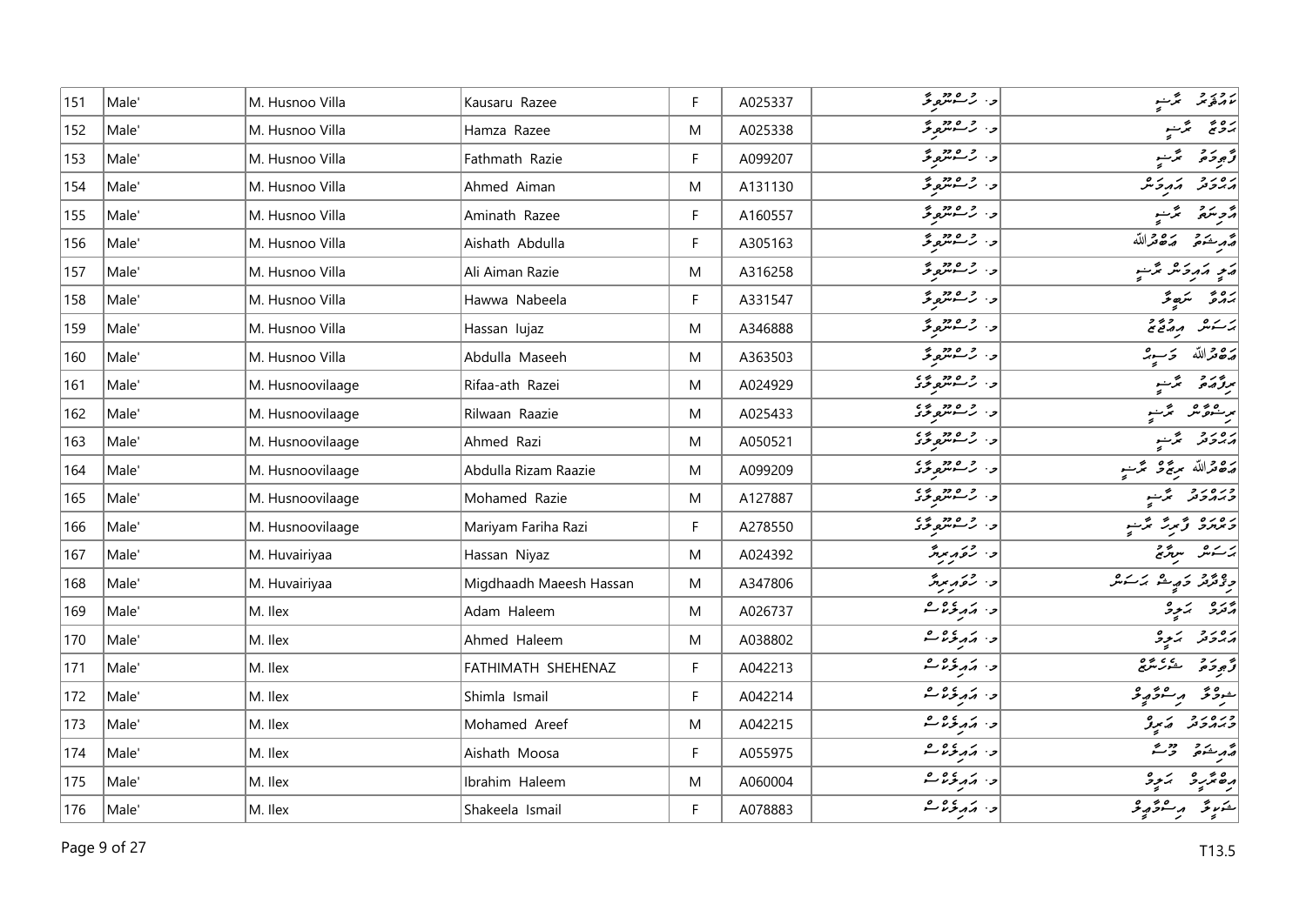| 151 | Male' | M. Husnoo Villa | Kausaru Razee | F | A025337 | މ. ހުސްނޫވިލާ | ކައުސަރު ރާޒީ |
|---|---|---|---|---|---|---|---|
| 152 | Male' | M. Husnoo Villa | Hamza Razee | M | A025338 | މ. ހުސްނޫވިލާ | ހަމްޒާ ރާޒީ |
| 153 | Male' | M. Husnoo Villa | Fathmath Razie | F | A099207 | މ. ހުސްނޫވިލާ | ފާތިމަތު ރާޒީ |
| 154 | Male' | M. Husnoo Villa | Ahmed Aiman | M | A131130 | މ. ހުސްނޫވިލާ | އަހްމަދު އައިމަން |
| 155 | Male' | M. Husnoo Villa | Aminath Razee | F | A160557 | މ. ހުސްނޫވިލާ | އާމިނަތު ރާޒީ |
| 156 | Male' | M. Husnoo Villa | Aishath Abdulla | F | A305163 | މ. ހުސްނޫވިލާ | އާއިޝަތު އަބްދުﷲ |
| 157 | Male' | M. Husnoo Villa | Ali Aiman Razie | M | A316258 | މ. ހުސްނޫވިލާ | އަލި އައިމަން ރާޒީ |
| 158 | Male' | M. Husnoo Villa | Hawwa Nabeela | F | A331547 | މ. ހުސްނޫވިލާ | ހައްވާ ނަބީލާ |
| 159 | Male' | M. Husnoo Villa | Hassan Iujaz | M | A346888 | މ. ހުސްނޫވިލާ | ހަސަން އިއުޖާޒު |
| 160 | Male' | M. Husnoo Villa | Abdulla Maseeh | M | A363503 | މ. ހުސްނޫވިލާ | އަބްދުﷲ މަސީހު |
| 161 | Male' | M. Husnoovilaage | Rifaa-ath Razei | M | A024929 | މ. ހުސްނޫވިލާގެ | ރިފާއަތު ރާޒީ |
| 162 | Male' | M. Husnoovilaage | Rilwaan Raazie | M | A025433 | މ. ހުސްނޫވިލާގެ | ރިލްވާން ރާޒީ |
| 163 | Male' | M. Husnoovilaage | Ahmed Razi | M | A050521 | މ. ހުސްނޫވިލާގެ | އަހްމަދު ރާޒީ |
| 164 | Male' | M. Husnoovilaage | Abdulla Rizam Raazie | M | A099209 | މ. ހުސްނޫވިލާގެ | އަބްދުﷲ ރިޒާމް ރާޒީ |
| 165 | Male' | M. Husnoovilaage | Mohamed Razie | M | A127887 | މ. ހުސްނޫވިލާގެ | މުހައްމަދު ރާޒީ |
| 166 | Male' | M. Husnoovilaage | Mariyam Fariha Razi | F | A278550 | މ. ހުސްނޫވިލާގެ | މަރިޔަމް ފާރިހާ ރާޒީ |
| 167 | Male' | M. Huvairiyaa | Hassan Niyaz | M | A024392 | މ. ހުވައިރިޔާ | ހަސަން ނިޔާޒު |
| 168 | Male' | M. Huvairiyaa | Migdhaadh Maeesh Hassan | M | A347806 | މ. ހުވައިރިޔާ | މިގްދާދު މައީޝް ހަސަން |
| 169 | Male' | M. Ilex | Adam Haleem | M | A026737 | މ. އައިލެކްސް | އާދަމް ހަލީމް |
| 170 | Male' | M. Ilex | Ahmed Haleem | M | A038802 | މ. އައިލެކްސް | އަހްމަދު ހަލީމް |
| 171 | Male' | M. Ilex | FATHIMATH SHEHENAZ | F | A042213 | މ. އައިލެކްސް | ފާތިމަތު ޝެހެނާޒް |
| 172 | Male' | M. Ilex | Shimla Ismail | F | A042214 | މ. އައިލެކްސް | ޝިމްލާ އިސްމާޢީލް |
| 173 | Male' | M. Ilex | Mohamed Areef | M | A042215 | މ. އައިލެކްސް | މުހައްމަދު އަރީފް |
| 174 | Male' | M. Ilex | Aishath Moosa | F | A055975 | މ. އައިލެކްސް | އާއިޝަތު މޫސާ |
| 175 | Male' | M. Ilex | Ibrahim Haleem | M | A060004 | މ. އައިލެކްސް | އިބްރާހީމް ހަލީމް |
| 176 | Male' | M. Ilex | Shakeela Ismail | F | A078883 | މ. އައިލެކްސް | ޝަކީލާ އިސްމާޢީލް |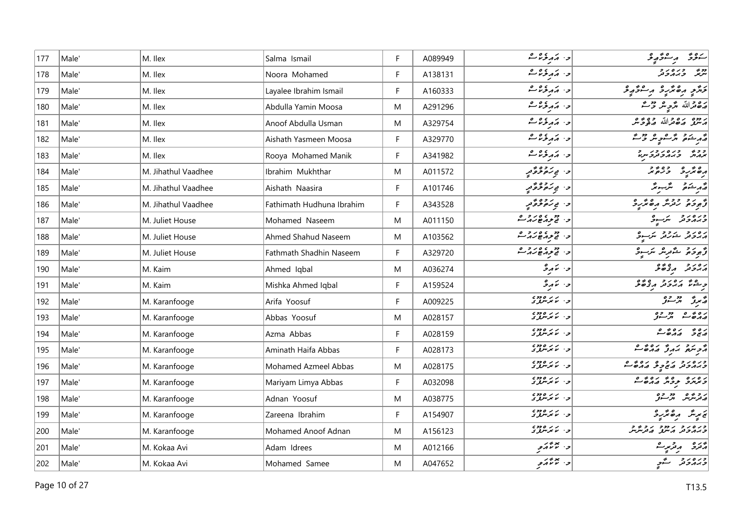| 177 | Male' | M. Ilex | Salma Ismail | F | A089949 | މ. އައިލެކްސް | ސަލްމާ އިސްމާޢީލް |
|---|---|---|---|---|---|---|---|
| 178 | Male' | M. Ilex | Noora Mohamed | F | A138131 | މ. އައިލެކްސް | ނޫރާ މުޙައްމަދު |
| 179 | Male' | M. Ilex | Layalee Ibrahim Ismail | F | A160333 | މ. އައިލެކްސް | ލަޔާލީ އިބްރާހީމް އިސްމާޢީލް |
| 180 | Male' | M. Ilex | Abdulla Yamin Moosa | M | A291296 | މ. އައިލެކްސް | އަބްދުﷲ ޔާމީން މޫސާ |
| 181 | Male' | M. Ilex | Anoof Abdulla Usman | M | A329754 | މ. އައިލެކްސް | އަނޫފް އަބްދުﷲ އުސްމާން |
| 182 | Male' | M. Ilex | Aishath Yasmeen Moosa | F | A329770 | މ. އައިލެކްސް | އާއިޝަތު ޔާސްމީން މޫސާ |
| 183 | Male' | M. Ilex | Rooya Mohamed Manik | F | A341982 | މ. އައިލެކްސް | ރޫޔާ މުޙައްމަދުމަނިކު |
| 184 | Male' | M. Jihathul Vaadhee | Ibrahim Mukhthar | M | A011572 | މ. ޖިހަތުލްވާދީ | އިބްރާހީމް މުޚްތާރު |
| 185 | Male' | M. Jihathul Vaadhee | Aishath Naasira | F | A101746 | މ. ޖިހަތުލްވާދީ | އާއިޝަތު ނާސިރާ |
| 186 | Male' | M. Jihathul Vaadhee | Fathimath Hudhuna Ibrahim | F | A343528 | މ. ޖިހަތުލްވާދީ | ފާތިމަތު ހުދުނާ އިބްރާހީމް |
| 187 | Male' | M. Juliet House | Mohamed Naseem | M | A011150 | މ. ޖޫލިއެޓްހައުސް | މުޙައްމަދު ނަސީމް |
| 188 | Male' | M. Juliet House | Ahmed Shahud Naseem | M | A103562 | މ. ޖޫލިއެޓްހައުސް | އަޙްމަދު ޝަހުދު ނަސީމް |
| 189 | Male' | M. Juliet House | Fathmath Shadhin Naseem | F | A329720 | މ. ޖޫލިއެޓްހައުސް | ފާތިމަތު ޝާދިން ނަސީމް |
| 190 | Male' | M. Kaim | Ahmed Iqbal | M | A036274 | މ. ކައިމް | އަޙްމަދު އިޤްބާލް |
| 191 | Male' | M. Kaim | Mishka Ahmed Iqbal | F | A159524 | މ. ކައިމް | މިޝްކާ އަޙްމަދު އިޤްބާލް |
| 192 | Male' | M. Karanfooge | Arifa Yoosuf | F | A009225 | މ. ކަރަންފޫގެ | އާރިފާ ޔޫސުފް |
| 193 | Male' | M. Karanfooge | Abbas Yoosuf | M | A028157 | މ. ކަރަންފޫގެ | އައްބާސް ޔޫސުފް |
| 194 | Male' | M. Karanfooge | Azma Abbas | F | A028159 | މ. ކަރަންފޫގެ | އަޒްމާ އައްބާސް |
| 195 | Male' | M. Karanfooge | Aminath Haifa Abbas | F | A028173 | މ. ކަރަންފޫގެ | އާމިނަތު ހައިފާ އައްބާސް |
| 196 | Male' | M. Karanfooge | Mohamed Azmeel Abbas | M | A028175 | މ. ކަރަންފޫގެ | މުޙައްމަދު އަޒްމީލް އައްބާސް |
| 197 | Male' | M. Karanfooge | Mariyam Limya Abbas | F | A032098 | މ. ކަރަންފޫގެ | މަރިޔަމް ލިމްޔާ އައްބާސް |
| 198 | Male' | M. Karanfooge | Adnan Yoosuf | M | A038775 | މ. ކަރަންފޫގެ | އަދުނާން ޔޫސުފް |
| 199 | Male' | M. Karanfooge | Zareena Ibrahim | F | A154907 | މ. ކަރަންފޫގެ | ޒަރީނާ އިބްރާހީމް |
| 200 | Male' | M. Karanfooge | Mohamed Anoof Adnan | M | A156123 | މ. ކަރަންފޫގެ | މުޙައްމަދު އަނޫފް އަދުނާން |
| 201 | Male' | M. Kokaa Avi | Adam Idrees | M | A012166 | މ. ކޮކާއަވި | އާދަމް އިދުރީސް |
| 202 | Male' | M. Kokaa Avi | Mohamed Samee | M | A047652 | މ. ކޮކާއަވި | މުޙައްމަދު ސަމީ |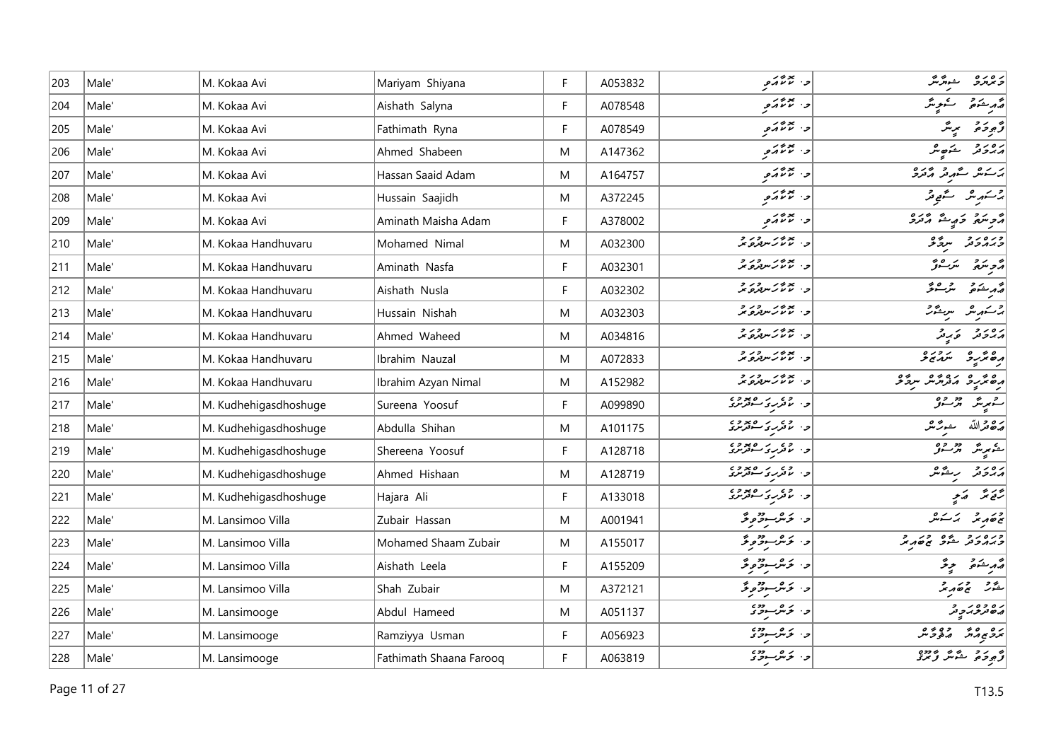| 203 | Male' | M. Kokaa Avi | Mariyam Shiyana | F | A053832 | މ. ކޮކާއަވި | މަރިޔަމް ޝިޔާނާ |
|---|---|---|---|---|---|---|---|
| 204 | Male' | M. Kokaa Avi | Aishath Salyna | F | A078548 | މ. ކޮކާއަވި | އައިޝަތު ސަލީނާ |
| 205 | Male' | M. Kokaa Avi | Fathimath Ryna | F | A078549 | މ. ކޮކާއަވި | ފާތިމަތު ރީނާ |
| 206 | Male' | M. Kokaa Avi | Ahmed Shabeen | M | A147362 | މ. ކޮކާއަވި | އަޙްމަދު ޝަބީން |
| 207 | Male' | M. Kokaa Avi | Hassan Saaid Adam | M | A164757 | މ. ކޮކާއަވި | ހަސަން ސާއިދު އާދަމް |
| 208 | Male' | M. Kokaa Avi | Hussain Saajidh | M | A372245 | މ. ކޮކާއަވި | ހުސައިން ސާޖިދު |
| 209 | Male' | M. Kokaa Avi | Aminath Maisha Adam | F | A378002 | މ. ކޮކާއަވި | އާމިނަތު މައިޝާ އާދަމް |
| 210 | Male' | M. Kokaa Handhuvaru | Mohamed Nimal | M | A032300 | މ. ކޮކާހަނދުވަރު | މުޙައްމަދު ނިމާލް |
| 211 | Male' | M. Kokaa Handhuvaru | Aminath Nasfa | F | A032301 | މ. ކޮކާހަނދުވަރު | އާމިނަތު ނަސްފާ |
| 212 | Male' | M. Kokaa Handhuvaru | Aishath Nusla | F | A032302 | މ. ކޮކާހަނދުވަރު | އައިޝަތު ނުސްލާ |
| 213 | Male' | M. Kokaa Handhuvaru | Hussain Nishah | M | A032303 | މ. ކޮކާހަނދުވަރު | ހުސައިން ނިޝާހް |
| 214 | Male' | M. Kokaa Handhuvaru | Ahmed Waheed | M | A034816 | މ. ކޮކާހަނދުވަރު | އަޙްމަދު ވަޙީދު |
| 215 | Male' | M. Kokaa Handhuvaru | Ibrahim Nauzal | M | A072833 | މ. ކޮކާހަނދުވަރު | އިބްރާހީމް ނައުޒަލް |
| 216 | Male' | M. Kokaa Handhuvaru | Ibrahim Azyan Nimal | M | A152982 | މ. ކޮކާހަނދުވަރު | އިބްރާހީމް އަޒްޔާން ނިމާލް |
| 217 | Male' | M. Kudhehigasdhoshuge | Sureena Yoosuf | F | A099890 | މ. ކުދެހިގަސްދޮށުގެ | ސުރީނާ ޔޫސުފް |
| 218 | Male' | M. Kudhehigasdhoshuge | Abdulla Shihan | M | A101175 | މ. ކުދެހިގަސްދޮށުގެ | އަބްދުﷲ ޝިހާން |
| 219 | Male' | M. Kudhehigasdhoshuge | Shereena Yoosuf | F | A128718 | މ. ކުދެހިގަސްދޮށުގެ | ޝެރީނާ ޔޫސުފް |
| 220 | Male' | M. Kudhehigasdhoshuge | Ahmed Hishaan | M | A128719 | މ. ކުދެހިގަސްދޮށުގެ | އަޙްމަދު ހިޝާން |
| 221 | Male' | M. Kudhehigasdhoshuge | Hajara Ali | F | A133018 | މ. ކުދެހިގަސްދޮށުގެ | ހާޖަރާ ޢަލީ |
| 222 | Male' | M. Lansimoo Villa | Zubair Hassan | M | A001941 | މ. ލަންސިމޫވިލާ | ޒުބައިރު ހަސަން |
| 223 | Male' | M. Lansimoo Villa | Mohamed Shaam Zubair | M | A155017 | މ. ލަންސިމޫވިލާ | މުޙައްމަދު ޝާމް ޒުބައިރު |
| 224 | Male' | M. Lansimoo Villa | Aishath Leela | F | A155209 | މ. ލަންސިމޫވިލާ | އައިޝަތު ލީލާ |
| 225 | Male' | M. Lansimoo Villa | Shah Zubair | M | A372121 | މ. ލަންސިމޫވިލާ | ޝާހް ޒުބައިރު |
| 226 | Male' | M. Lansimooge | Abdul Hameed | M | A051137 | މ. ލަންސިމޫގެ | އަބްދުލްޙަމީދު |
| 227 | Male' | M. Lansimooge | Ramziyya Usman | F | A056923 | މ. ލަންސިމޫގެ | ރަމްޒިއްޔާ ޢުثްމާން |
| 228 | Male' | M. Lansimooge | Fathimath Shaana Farooq | F | A063819 | މ. ލަންސިމޫގެ | ފާތިމަތު ޝާނާ ފާރޫޤު |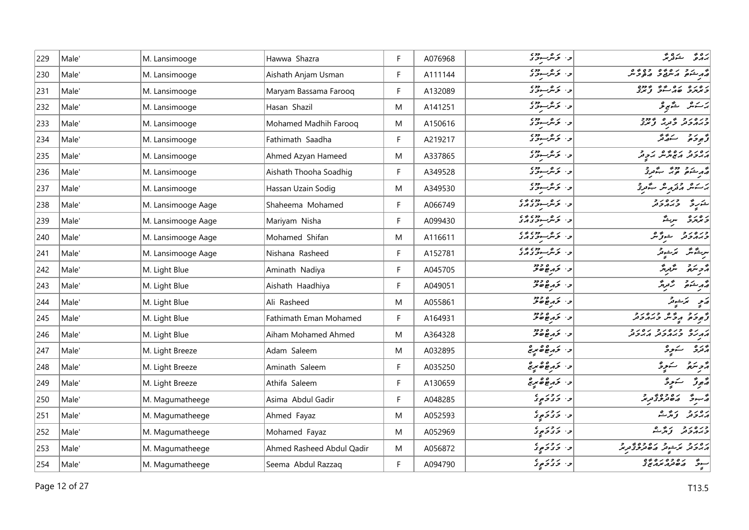| 229 | Male' | M. Lansimooge | Hawwa Shazra | F | A076968 | މ. ލަންސިމޫގެ | ހައްވާ ޝަޒްރާ |
|---|---|---|---|---|---|---|---|
| 230 | Male' | M. Lansimooge | Aishath Anjam Usman | F | A111144 | މ. ލަންސިމޫގެ | އައިޝަތު އަންޖަމް އުޘްމާން |
| 231 | Male' | M. Lansimooge | Maryam Bassama Farooq | F | A132089 | މ. ލަންސިމޫގެ | މަރްޔަމް ބައްސާމާ ފާރޫގު |
| 232 | Male' | M. Lansimooge | Hasan Shazil | M | A141251 | މ. ލަންސިމޫގެ | ހަސަން ޝާޒިލް |
| 233 | Male' | M. Lansimooge | Mohamed Madhih Farooq | M | A150616 | މ. ލަންސިމޫގެ | މުހައްމަދު މާދިހު ފާރޫގު |
| 234 | Male' | M. Lansimooge | Fathimath Saadha | F | A219217 | މ. ލަންސިމޫގެ | ފާތިމަތު ސައުދާ |
| 235 | Male' | M. Lansimooge | Ahmed Azyan Hameed | M | A337865 | މ. ލަންސިމޫގެ | އަޙްމަދު އަޒްޔާން ހަމީދު |
| 236 | Male' | M. Lansimooge | Aishath Thooha Soadhig | F | A349528 | މ. ލަންސިމޫގެ | އައިޝަތު ތޫހާ ސާދިޤު |
| 237 | Male' | M. Lansimooge | Hassan Uzain Sodig | M | A349530 | މ. ލަންސިމޫގެ | ހަސަން އުޒައިން ސާދިޤު |
| 238 | Male' | M. Lansimooge Aage | Shaheema Mohamed | F | A066749 | މ. ލަންސިމޫގެއާގެ | ޝަހީމާ މުހައްމަދު |
| 239 | Male' | M. Lansimooge Aage | Mariyam Nisha | F | A099430 | މ. ލަންސިމޫގެއާގެ | މަރިޔަމް ނިޝާ |
| 240 | Male' | M. Lansimooge Aage | Mohamed Shifan | M | A116611 | މ. ލަންސިމޫގެއާގެ | މުހައްމަދު ޝިފާން |
| 241 | Male' | M. Lansimooge Aage | Nishana Rasheed | F | A152781 | މ. ލަންސިމޫގެއާގެ | ނިޝާނާ ރަޝީދު |
| 242 | Male' | M. Light Blue | Aminath Nadiya | F | A045705 | މ. ލައިޓްބްލޫ | އާމިނަތު ނާދިޔާ |
| 243 | Male' | M. Light Blue | Aishath Haadhiya | F | A049051 | މ. ލައިޓްބްލޫ | އައިޝަތު ހާދިޔާ |
| 244 | Male' | M. Light Blue | Ali Rasheed | M | A055861 | މ. ލައިޓްބްލޫ | އަލި ރަޝީދު |
| 245 | Male' | M. Light Blue | Fathimath Eman Mohamed | F | A164931 | މ. ލައިޓްބްލޫ | ފާތިމަތު އީމާން މުހައްމަދު |
| 246 | Male' | M. Light Blue | Aiham Mohamed Ahmed | M | A364328 | މ. ލައިޓްބްލޫ | އައިހަމް މުހައްމަދު އަޙްމަދު |
| 247 | Male' | M. Light Breeze | Adam Saleem | M | A032895 | މ. ލައިޓްބްރީޒް | އާދަމް ސަލީމް |
| 248 | Male' | M. Light Breeze | Aminath Saleem | F | A035250 | މ. ލައިޓްބްރީޒް | އާމިނަތު ސަލީމް |
| 249 | Male' | M. Light Breeze | Athifa Saleem | F | A130659 | މ. ލައިޓްބްރީޒް | އާތިފާ ސަލީމް |
| 250 | Male' | M. Magumatheege | Asima Abdul Gadir | F | A048285 | މ. މަގުމަތީގެ | އާސިމާ އަބްދުލްގާދިރު |
| 251 | Male' | M. Magumatheege | Ahmed Fayaz | M | A052593 | މ. މަގުމަތީގެ | އަޙްމަދު ފަޔާޒް |
| 252 | Male' | M. Magumatheege | Mohamed Fayaz | M | A052969 | މ. މަގުމަތީގެ | މުހައްމަދު ފަޔާޒް |
| 253 | Male' | M. Magumatheege | Ahmed Rasheed Abdul Qadir | M | A056872 | މ. މަގުމަތީގެ | އަޙްމަދު ރަޝީދު އަބްދުލްޤާދިރު |
| 254 | Male' | M. Magumatheege | Seema Abdul Razzaq | F | A094790 | މ. މަގުމަތީގެ | ސީމާ އަބްދުއްރައްޒާޤު |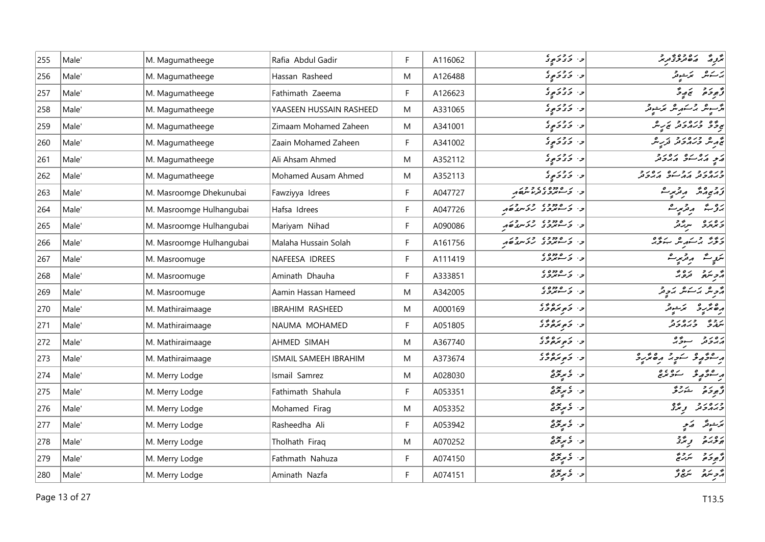| 255 | Male' | M. Magumatheege | Rafia Abdul Gadir | F | A116062 | د· ئەدىرىمى | ئۇرۇم ئەھەرلىرىگەنى |
|---|---|---|---|---|---|---|---|
| 256 | Male' | M. Magumatheege | Hassan Rasheed | M | A126488 | د· ئەدىرىمى | ئەسەمىر ئىرىشونر |
| 257 | Male' | M. Magumatheege | Fathimath Zaeema | F | A126623 | د· ئەدىرىمى | ئۇچەدە ئەرىڭ |
| 258 | Male' | M. Magumatheege | YAASEEN HUSSAIN RASHEED | M | A331065 | د· ئەدىرىمى | ئىرسوسر بەسەمەر ئىرىشونر |
| 259 | Male' | M. Magumatheege | Zimaam Mohamed Zaheen | M | A341001 | د· ئەدىرىمى | ئىمىقە ئەرەيدىر ئىرىس |
| 260 | Male' | M. Magumatheege | Zaain Mohamed Zaheen | F | A341002 | د· ئەدىرىمى | ئىمرىس ئەرەيدىر ئىرىس |
| 261 | Male' | M. Magumatheege | Ali Ahsam Ahmed | M | A352112 | د· ئەدىرىمى | ئەبو ئەرسەد ئەرەر |
| 262 | Male' | M. Magumatheege | Mohamed Ausam Ahmed | M | A352113 | د· ئەدىرىمى | ئەرەيدىر ئەرسەد ئەرەر |
| 263 | Male' | M. Masroomge Dhekunubai | Fawziyya Idrees | F | A047727 | د· ئەسەيدىرى ئىرىتىر سرھەم | ئەدىم ئەر ئوترىرىم |
| 264 | Male' | M. Masroomge Hulhangubai | Hafsa Idrees | F | A047726 | د· ئەسەيدىرى رىئىسرىگەم | ئەۋىئە ئوترىرىم |
| 265 | Male' | M. Masroomge Hulhangubai | Mariyam Nihad | F | A090086 | د· ئەسەيدىرى رىئىسرىگەم | ئەمەرە سىرىتەر |
| 266 | Male' | M. Masroomge Hulhangubai | Malaha Hussain Solah | F | A161756 | د· ئەسەيدىرى رىئىسرىگەم | ئەمۇر بەسەمەر سەۋر |
| 267 | Male' | M. Masroomuge | NAFEESA IDREES | F | A111419 | د· ئەسەيدىرى | سرپوسە ئوترىرىم |
| 268 | Male' | M. Masroomuge | Aminath Dhauha | F | A333851 | د· ئەسەيدىرى | ئەجەسرە ترەبە |
| 269 | Male' | M. Masroomuge | Aamin Hassan Hameed | M | A342005 | د· ئەسەيدىرى | ئەجەسر ئەسەمىر ئەجەنر |
| 270 | Male' | M. Mathiraimaage | IBRAHIM RASHEED | M | A000169 | د· ئەجەمەرەمى | ئەھەرىرە ئىرىشونر |
| 271 | Male' | M. Mathiraimaage | NAUMA MOHAMED | F | A051805 | د· ئەجەمەرەمى | سەدە ئەرەيدىر |
| 272 | Male' | M. Mathiraimaage | AHMED SIMAH | M | A367740 | د· ئەجەمەرەمى | ئەرەيدىر سىدۇر |
| 273 | Male' | M. Mathiraimaage | ISMAIL SAMEEH IBRAHIM | M | A373674 | د· ئەجەمەرەمى | ئەرسەۋەر سەجەر ئەھەرىرە |
| 274 | Male' | M. Merry Lodge | Ismail Samrez | M | A028030 | د· ئەبرىقى | ئەرسەۋەر سەۋىرىم |
| 275 | Male' | M. Merry Lodge | Fathimath Shahula | F | A053351 | د· ئەبرىقى | ئۇچەدە شەرىۋ |
| 276 | Male' | M. Merry Lodge | Mohamed Firag | M | A053352 | د· ئەبرىقى | ئەرەيدىر ۋىرۇ |
| 277 | Male' | M. Merry Lodge | Rasheedha Ali | F | A053942 | د· ئەبرىقى | ئىرىشونر ئەبو |
| 278 | Male' | M. Merry Lodge | Tholhath Firaq | M | A070252 | د· ئەبرىقى | ئەۋرەد ۋىرۇ |
| 279 | Male' | M. Merry Lodge | Fathmath Nahuza | F | A074150 | د· ئەبرىقى | ئۇچەدە سررىم |
| 280 | Male' | M. Merry Lodge | Aminath Nazfa | F | A074151 | د· ئەبرىقى | ئەجەسرە سرىرۇ |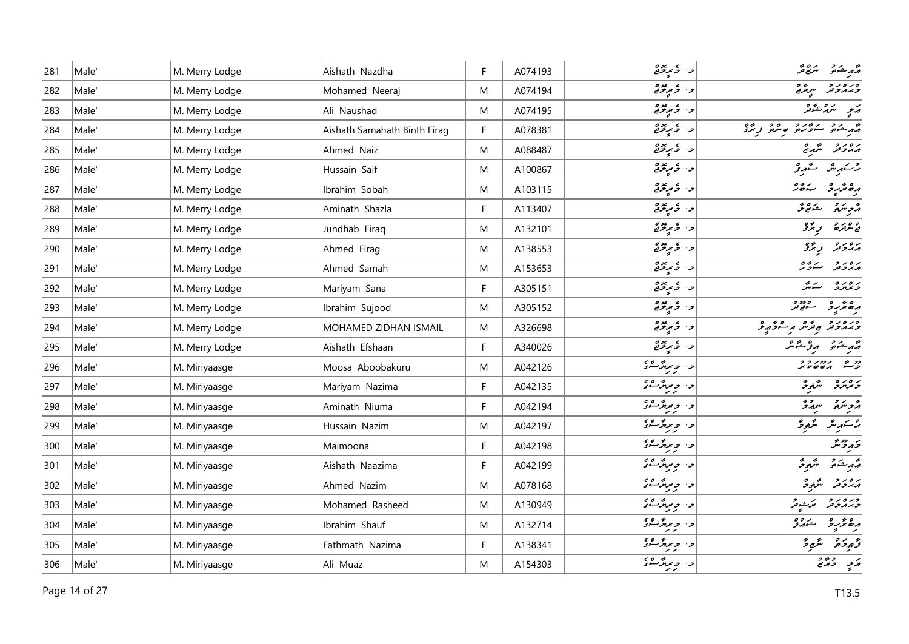| 281 | Male' | M. Merry Lodge | Aishath Nazdha | F | A074193 | މ. މެރިލޯޖް | އާއިޝަތު ނަޒްދާ |
|---|---|---|---|---|---|---|---|
| 282 | Male' | M. Merry Lodge | Mohamed Neeraj | M | A074194 | މ. މެރިލޯޖް | މުހައްމަދު ނީރާޖު |
| 283 | Male' | M. Merry Lodge | Ali Naushad | M | A074195 | މ. މެރިލޯޖް | ޢަލީ ނައުޝާދު |
| 284 | Male' | M. Merry Lodge | Aishath Samahath Binth Firag | F | A078381 | މ. މެރިލޯޖް | އާއިޝަތު ސަމާހަތު ބިންތު ފިރާގް |
| 285 | Male' | M. Merry Lodge | Ahmed Naiz | M | A088487 | މ. މެރިލޯޖް | އަޙްމަދު ނާއިޒް |
| 286 | Male' | M. Merry Lodge | Hussain Saif | M | A100867 | މ. މެރިލޯޖް | ހުސައިން ސައިފް |
| 287 | Male' | M. Merry Lodge | Ibrahim Sobah | M | A103115 | މ. މެރިލޯޖް | އިބްރާހީމް ސަބާހް |
| 288 | Male' | M. Merry Lodge | Aminath Shazla | F | A113407 | މ. މެރިލޯޖް | އާމިނަތު ޝަޒްލާ |
| 289 | Male' | M. Merry Lodge | Jundhab Firaq | M | A132101 | މ. މެރިލޯޖް | ޖުންދަބް ފިރާގް |
| 290 | Male' | M. Merry Lodge | Ahmed Firag | M | A138553 | މ. މެރިލޯޖް | އަޙްމަދު ފިރާގް |
| 291 | Male' | M. Merry Lodge | Ahmed Samah | M | A153653 | މ. މެރިލޯޖް | އަޙްމަދު ސަމާޙް |
| 292 | Male' | M. Merry Lodge | Mariyam Sana | F | A305151 | މ. މެރިލޯޖް | މަރިޔަމް ސަނާ |
| 293 | Male' | M. Merry Lodge | Ibrahim Sujood | M | A305152 | މ. މެރިލޯޖް | އިބްރާހީމް ސުޖޫދު |
| 294 | Male' | M. Merry Lodge | MOHAMED ZIDHAN ISMAIL | M | A326698 | މ. މެރިލޯޖް | މުހައްމަދު ޒިދާން އިސްމާޢީލް |
| 295 | Male' | M. Merry Lodge | Aishath Efshaan | F | A340026 | މ. މެރިލޯޖް | އާއިޝަތު އިފްޝާން |
| 296 | Male' | M. Miriyaasge | Moosa Aboobakuru | M | A042126 | މ. މިރިޔާސްގެ | މޫސާ އަބޫބަކުރު |
| 297 | Male' | M. Miriyaasge | Mariyam Nazima | F | A042135 | މ. މިރިޔާސްގެ | މަރިޔަމް ނާޒިމާ |
| 298 | Male' | M. Miriyaasge | Aminath Niuma | F | A042194 | މ. މިރިޔާސްގެ | އާމިނަތު ނިޢުމާ |
| 299 | Male' | M. Miriyaasge | Hussain Nazim | M | A042197 | މ. މިރިޔާސްގެ | ހުސައިން ނާޒިމް |
| 300 | Male' | M. Miriyaasge | Maimoona | F | A042198 | މ. މިރިޔާސްގެ | މައިމޫނާ |
| 301 | Male' | M. Miriyaasge | Aishath Naazima | F | A042199 | މ. މިރިޔާސްގެ | އާއިޝަތު ނާޒިމާ |
| 302 | Male' | M. Miriyaasge | Ahmed Nazim | M | A078168 | މ. މިރިޔާސްގެ | އަޙްމަދު ނާޒިމް |
| 303 | Male' | M. Miriyaasge | Mohamed Rasheed | M | A130949 | މ. މިރިޔާސްގެ | މުހައްމަދު ރަޝީދު |
| 304 | Male' | M. Miriyaasge | Ibrahim Shauf | M | A132714 | މ. މިރިޔާސްގެ | އިބްރާހީމް ޝައުފް |
| 305 | Male' | M. Miriyaasge | Fathmath Nazima | F | A138341 | މ. މިރިޔާސްގެ | ފާތިމަތު ނާޒިމާ |
| 306 | Male' | M. Miriyaasge | Ali Muaz | M | A154303 | މ. މިރިޔާސްގެ | ޢަލީ މުޢާޒް |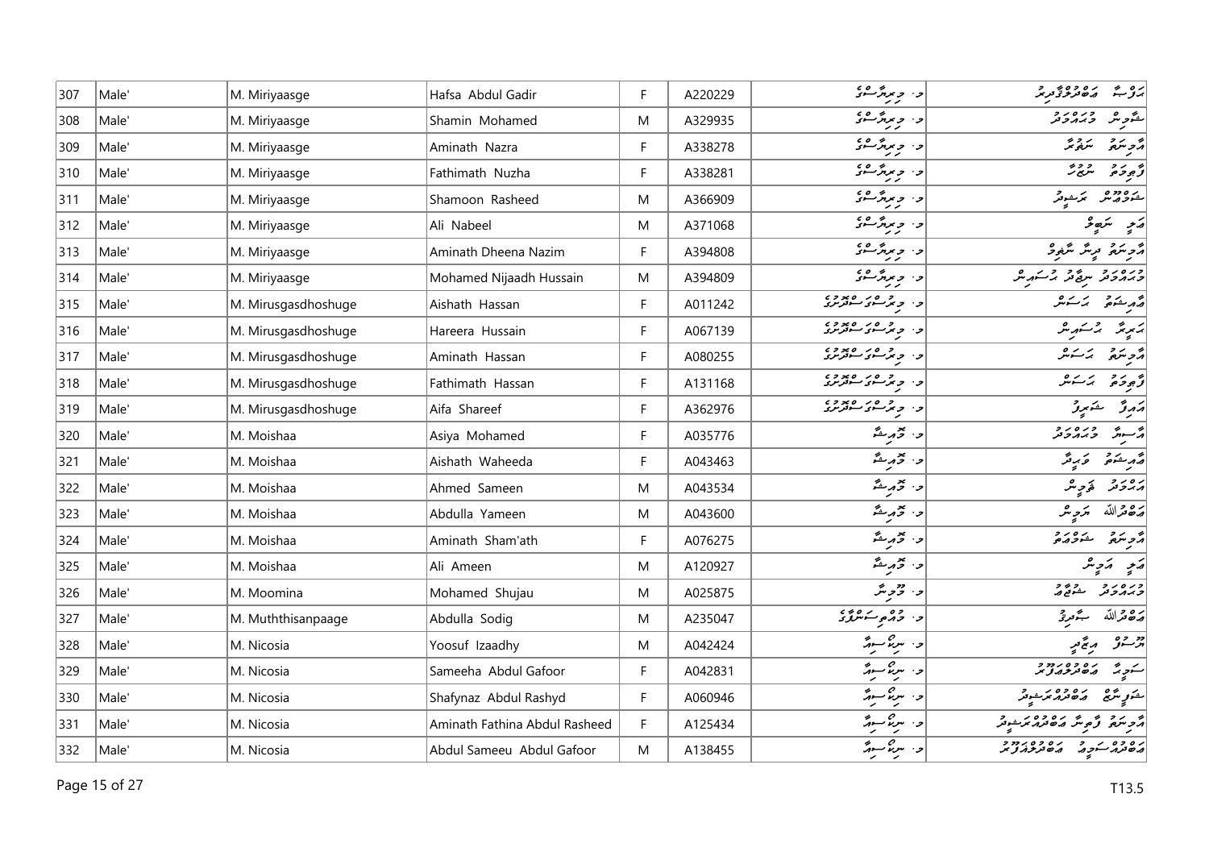| 307 | Male' | M. Miriyaasge | Hafsa Abdul Gadir | F | A220229 | މ. މިރިޔާސްގެ | ހަފްސާ އަބްދުލްޤާދިރު |
|---|---|---|---|---|---|---|---|
| 308 | Male' | M. Miriyaasge | Shamin Mohamed | M | A329935 | މ. މިރިޔާސްގެ | ޝާމިން މުޙައްމަދު |
| 309 | Male' | M. Miriyaasge | Aminath Nazra | F | A338278 | މ. މިރިޔާސްގެ | އާމިނަތު ނަޒްރާ |
| 310 | Male' | M. Miriyaasge | Fathimath Nuzha | F | A338281 | މ. މިރިޔާސްގެ | ފާތިމަތު ނުޒްހާ |
| 311 | Male' | M. Miriyaasge | Shamoon Rasheed | M | A366909 | މ. މިރިޔާސްގެ | ޝަމްއޫން ރަޝީދު |
| 312 | Male' | M. Miriyaasge | Ali Nabeel | M | A371068 | މ. މިރިޔާސްގެ | އަލި ނަބީލު |
| 313 | Male' | M. Miriyaasge | Aminath Dheena Nazim | F | A394808 | މ. މިރިޔާސްގެ | އާމިނަތު ދީނާ ނާޒިމް |
| 314 | Male' | M. Miriyaasge | Mohamed Nijaadh Hussain | M | A394809 | މ. މިރިޔާސްގެ | މުޙައްމަދު ނިޖާދު ހުސައިން |
| 315 | Male' | M. Mirusgasdhoshuge | Aishath Hassan | F | A011242 | މ. މިރުސްގަސްދޮށުގެ | އާއިޝަތު ހަސަން |
| 316 | Male' | M. Mirusgasdhoshuge | Hareera Hussain | F | A067139 | މ. މިރުސްގަސްދޮށުގެ | ހަރީރާ ހުސައިން |
| 317 | Male' | M. Mirusgasdhoshuge | Aminath Hassan | F | A080255 | މ. މިރުސްގަސްދޮށުގެ | އާމިނަތު ހަސަން |
| 318 | Male' | M. Mirusgasdhoshuge | Fathimath Hassan | F | A131168 | މ. މިރުސްގަސްދޮށުގެ | ފާތިމަތު ހަސަން |
| 319 | Male' | M. Mirusgasdhoshuge | Aifa Shareef | F | A362976 | މ. މިރުސްގަސްދޮށުގެ | އައިފާ ޝަރީފު |
| 320 | Male' | M. Moishaa | Asiya Mohamed | F | A035776 | މ. މޮއިޝާ | އާސިޔާ މުޙައްމަދު |
| 321 | Male' | M. Moishaa | Aishath Waheeda | F | A043463 | މ. މޮއިޝާ | އާއިޝަތު ވަޙީދާ |
| 322 | Male' | M. Moishaa | Ahmed Sameen | M | A043534 | މ. މޮއިޝާ | އަޙްމަދު ސަމީން |
| 323 | Male' | M. Moishaa | Abdulla Yameen | M | A043600 | މ. މޮއިޝާ | އަބްދުﷲ ޔަމީން |
| 324 | Male' | M. Moishaa | Aminath Sham'ath | F | A076275 | މ. މޮއިޝާ | އާމިނަތު ޝަމްޢަތު |
| 325 | Male' | M. Moishaa | Ali Ameen | M | A120927 | މ. މޮއިޝާ | އަލި އަމީން |
| 326 | Male' | M. Moomina | Mohamed Shujau | M | A025875 | މ. މޫމިނާ | މުޙައްމަދު ޝުޖާޢު |
| 327 | Male' | M. Muththisanpaage | Abdulla Sodig | M | A235047 | މ. މުއްތިސަންޕާގެ | އަބްދުﷲ ސާދިޤު |
| 328 | Male' | M. Nicosia | Yoosuf Izaadhy | M | A042424 | މ. ނިކޯސިއާ | ޔޫސުފް އިޒާދީ |
| 329 | Male' | M. Nicosia | Sameeha Abdul Gafoor | F | A042831 | މ. ނިކޯސިއާ | ސަމީހާ އަބްދުލްޣަފޫރު |
| 330 | Male' | M. Nicosia | Shafynaz Abdul Rashyd | F | A060946 | މ. ނިކޯސިއާ | ޝަފީނާޒް އަބްދުއްރަޝީދު |
| 331 | Male' | M. Nicosia | Aminath Fathina Abdul Rasheed | F | A125434 | މ. ނިކޯސިއާ | އާމިނަތު ފާތިނާ އަބްދުއްރަޝީދު |
| 332 | Male' | M. Nicosia | Abdul Sameeu Abdul Gafoor | M | A138455 | މ. ނިކޯސިއާ | އަބްދުލްސަމީޢު އަބްދުލްޣަފޫރު |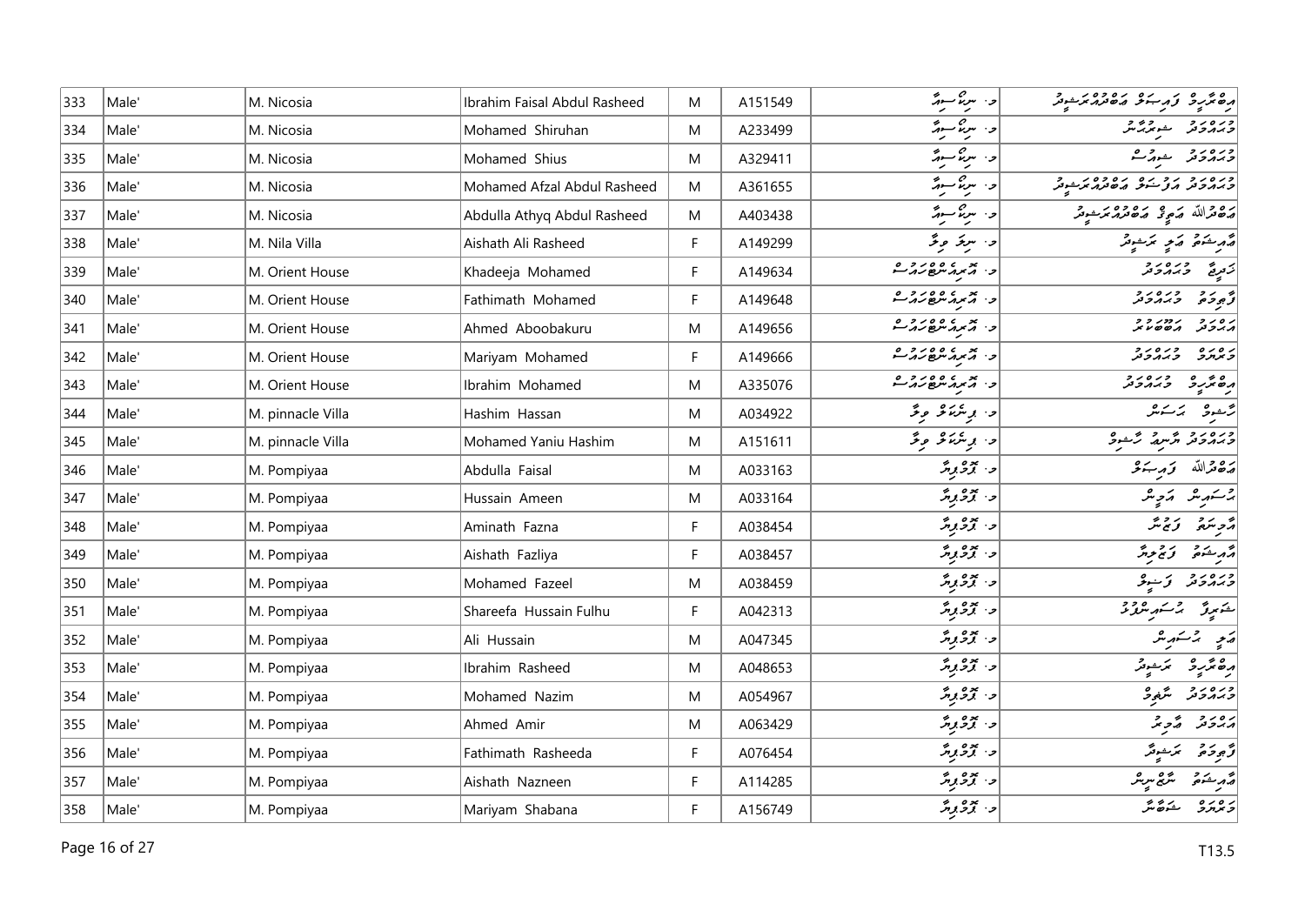| 333 | Male' | M. Nicosia | Ibrahim Faisal Abdul Rasheed | M | A151549 | މ. ނިކޯސިއާ | އިބްރާހީމް ފައިސަލް އަބްދުއްރަޝީދު |
|---|---|---|---|---|---|---|---|
| 334 | Male' | M. Nicosia | Mohamed Shiruhan | M | A233499 | މ. ނިކޯސިއާ | މުޙައްމަދު ޝިރުހާން |
| 335 | Male' | M. Nicosia | Mohamed Shius | M | A329411 | މ. ނިކޯސިއާ | މުޙައްމަދު ޝިއުސް |
| 336 | Male' | M. Nicosia | Mohamed Afzal Abdul Rasheed | M | A361655 | މ. ނިކޯސިއާ | މުޙައްމަދު އަފްޒަލް އަބްދުއްރަޝީދު |
| 337 | Male' | M. Nicosia | Abdulla Athyq Abdul Rasheed | M | A403438 | މ. ނިކޯސިއާ | އަބްދުﷲ އަތީޤް އަބްދުއްރަޝީދު |
| 338 | Male' | M. Nila Villa | Aishath Ali Rasheed | F | A149299 | މ. ނީލާ ވިލާ | އާއިޝަތު އަލީ ރަޝީދު |
| 339 | Male' | M. Orient House | Khadeeja Mohamed | F | A149634 | މ. އޯރިއެންޓްހައުސް | ޚަދީޖާ މުޙައްމަދު |
| 340 | Male' | M. Orient House | Fathimath Mohamed | F | A149648 | މ. އޯރިއެންޓްހައުސް | ފާތިމަތު މުޙައްމަދު |
| 341 | Male' | M. Orient House | Ahmed Aboobakuru | M | A149656 | މ. އޯރިއެންޓްހައުސް | އަޙްމަދު އަބޫބަކުރު |
| 342 | Male' | M. Orient House | Mariyam Mohamed | F | A149666 | މ. އޯރިއެންޓްހައުސް | މަރިޔަމް މުޙައްމަދު |
| 343 | Male' | M. Orient House | Ibrahim Mohamed | M | A335076 | މ. އޯރިއެންޓްހައުސް | އިބްރާހީމް މުޙައްމަދު |
| 344 | Male' | M. pinnacle Villa | Hashim Hassan | M | A034922 | މ. ޕިނޭކަލް ވިލާ | ހާޝިމް ހަސަން |
| 345 | Male' | M. pinnacle Villa | Mohamed Yaniu Hashim | M | A151611 | މ. ޕިނޭކަލް ވިލާ | މުޙައްމަދު ޔާނިއު ހާޝިމް |
| 346 | Male' | M. Pompiyaa | Abdulla Faisal | M | A033163 | މ. ޕޮމްޕިޔާ | އަބްދުﷲ ފައިސަލް |
| 347 | Male' | M. Pompiyaa | Hussain Ameen | M | A033164 | މ. ޕޮމްޕިޔާ | ހުސައިން އަމީން |
| 348 | Male' | M. Pompiyaa | Aminath Fazna | F | A038454 | މ. ޕޮމްޕިޔާ | އާމިނަތު ފަޒްނާ |
| 349 | Male' | M. Pompiyaa | Aishath Fazliya | F | A038457 | މ. ޕޮމްޕިޔާ | އާއިޝަތު ފަޒްލިޔާ |
| 350 | Male' | M. Pompiyaa | Mohamed Fazeel | M | A038459 | މ. ޕޮމްޕިޔާ | މުޙައްމަދު ފަޒީލް |
| 351 | Male' | M. Pompiyaa | Shareefa Hussain Fulhu | F | A042313 | މ. ޕޮމްޕިޔާ | ޝަރީފާ ހުސައިންފުޅު |
| 352 | Male' | M. Pompiyaa | Ali Hussain | M | A047345 | މ. ޕޮމްޕިޔާ | އަލީ ހުސައިން |
| 353 | Male' | M. Pompiyaa | Ibrahim Rasheed | M | A048653 | މ. ޕޮމްޕިޔާ | އިބްރާހީމް ރަޝީދު |
| 354 | Male' | M. Pompiyaa | Mohamed Nazim | M | A054967 | މ. ޕޮމްޕިޔާ | މުޙައްމަދު ނާޒިމް |
| 355 | Male' | M. Pompiyaa | Ahmed Amir | M | A063429 | މ. ޕޮމްޕިޔާ | އަޙްމަދު އާމިރު |
| 356 | Male' | M. Pompiyaa | Fathimath Rasheeda | F | A076454 | މ. ޕޮމްޕިޔާ | ފާތިމަތު ރަޝީދާ |
| 357 | Male' | M. Pompiyaa | Aishath Nazneen | F | A114285 | މ. ޕޮމްޕިޔާ | އާއިޝަތު ނާޒްނީން |
| 358 | Male' | M. Pompiyaa | Mariyam Shabana | F | A156749 | މ. ޕޮމްޕިޔާ | މަރިޔަމް ޝަބާނާ |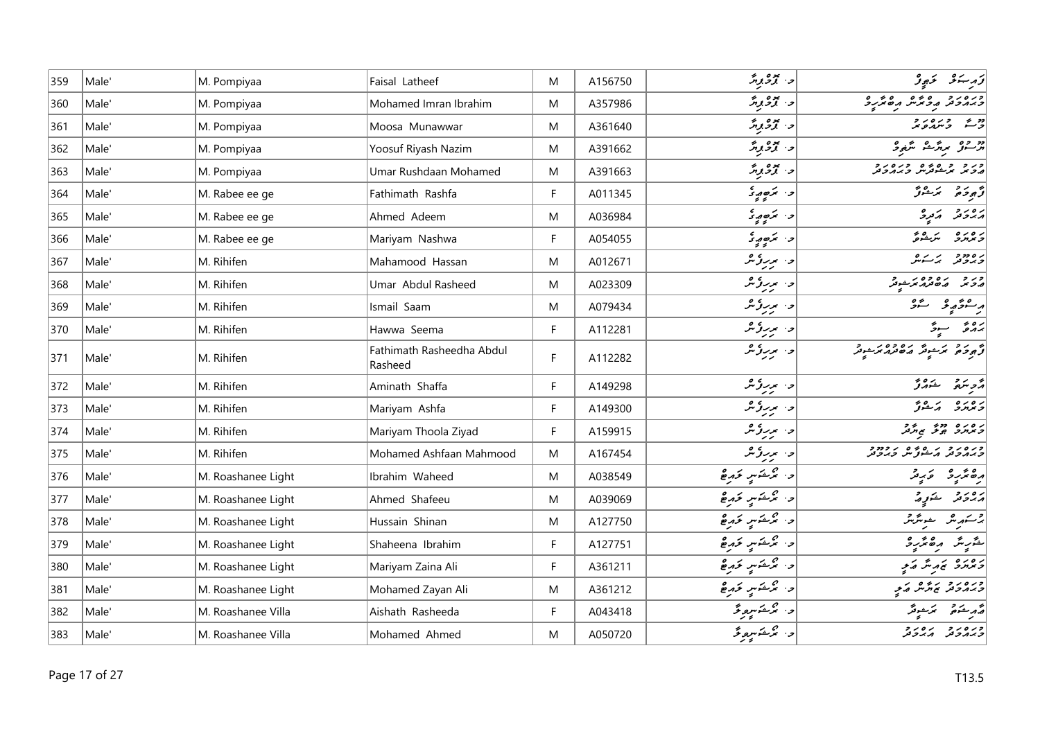| 359 | Male' | M. Pompiyaa | Faisal Latheef | M | A156750 | މ. ޕޮމްޕިޔާ | ފައިސަލް ލަތީފް |
|---|---|---|---|---|---|---|---|
| 360 | Male' | M. Pompiyaa | Mohamed Imran Ibrahim | M | A357986 | މ. ޕޮމްޕިޔާ | މުހައްމަދު އިމްރާން އިބްރާހީމް |
| 361 | Male' | M. Pompiyaa | Moosa Munawwar | M | A361640 | މ. ޕޮމްޕިޔާ | މޫސާ މުނައްވަރު |
| 362 | Male' | M. Pompiyaa | Yoosuf Riyash Nazim | M | A391662 | މ. ޕޮމްޕިޔާ | ޔޫސުފް ރިޔާޝް ނާޒިމް |
| 363 | Male' | M. Pompiyaa | Umar Rushdaan Mohamed | M | A391663 | މ. ޕޮމްޕިޔާ | އުމަރު ރުޝްދާން މުހައްމަދު |
| 364 | Male' | M. Rabee ee ge | Fathimath Rashfa | F | A011345 | މ. ރަބީއީގެ | ފާތިމަތު ރަޝްފާ |
| 365 | Male' | M. Rabee ee ge | Ahmed Adeem | M | A036984 | މ. ރަބީއީގެ | އަހްމަދު އަދީމް |
| 366 | Male' | M. Rabee ee ge | Mariyam Nashwa | F | A054055 | މ. ރަބީއީގެ | މަރިޔަމް ނަޝްވާ |
| 367 | Male' | M. Rihifen | Mahamood Hassan | M | A012671 | މ. ރިހިފެން | މަހްމޫދު ހަސަން |
| 368 | Male' | M. Rihifen | Umar Abdul Rasheed | M | A023309 | މ. ރިހިފެން | އުމަރު އަބްދުލްރަޝީދު |
| 369 | Male' | M. Rihifen | Ismail Saam | M | A079434 | މ. ރިހިފެން | އިސްމާއީލް ސާމް |
| 370 | Male' | M. Rihifen | Hawwa Seema | F | A112281 | މ. ރިހިފެން | ހައްވާ ސީމާ |
| 371 | Male' | M. Rihifen | Fathimath Rasheedha Abdul Rasheed | F | A112282 | މ. ރިހިފެން | ފާތިމަތު ރަޝީދާ އަބްދުއްރަޝީދު |
| 372 | Male' | M. Rihifen | Aminath Shaffa | F | A149298 | މ. ރިހިފެން | އާމިނަތު ޝައްފާ |
| 373 | Male' | M. Rihifen | Mariyam Ashfa | F | A149300 | މ. ރިހިފެން | މަރިޔަމް އަޝްފާ |
| 374 | Male' | M. Rihifen | Mariyam Thoola Ziyad | F | A159915 | މ. ރިހިފެން | މަރިޔަމް ތޫލާ ޒިޔާދު |
| 375 | Male' | M. Rihifen | Mohamed Ashfaan Mahmood | M | A167454 | މ. ރިހިފެން | މުހައްމަދު އަޝްފާން މަހްމޫދު |
| 376 | Male' | M. Roashanee Light | Ibrahim Waheed | M | A038549 | މ. ރޯޝަނީ ލައިޓް | އިބްރާހީމް ވަހީދު |
| 377 | Male' | M. Roashanee Light | Ahmed Shafeeu | M | A039069 | މ. ރޯޝަނީ ލައިޓް | އަހްމަދު ޝަފީއު |
| 378 | Male' | M. Roashanee Light | Hussain Shinan | M | A127750 | މ. ރޯޝަނީ ލައިޓް | ހުސައިން ޝިނާން |
| 379 | Male' | M. Roashanee Light | Shaheena Ibrahim | F | A127751 | މ. ރޯޝަނީ ލައިޓް | ޝަހީނާ އިބްރާހީމް |
| 380 | Male' | M. Roashanee Light | Mariyam Zaina Ali | F | A361211 | މ. ރޯޝަނީ ލައިޓް | މަރިޔަމް ޒައިނާ އަލި |
| 381 | Male' | M. Roashanee Light | Mohamed Zayan Ali | M | A361212 | މ. ރޯޝަނީ ލައިޓް | މުހައްމަދު ޒަޔާން އަލި |
| 382 | Male' | M. Roashanee Villa | Aishath Rasheeda | F | A043418 | މ. ރޯޝަނީވިލާ | އައިޝަތު ރަޝީދާ |
| 383 | Male' | M. Roashanee Villa | Mohamed Ahmed | M | A050720 | މ. ރޯޝަނީވިލާ | މުހައްމަދު އަހްމަދު |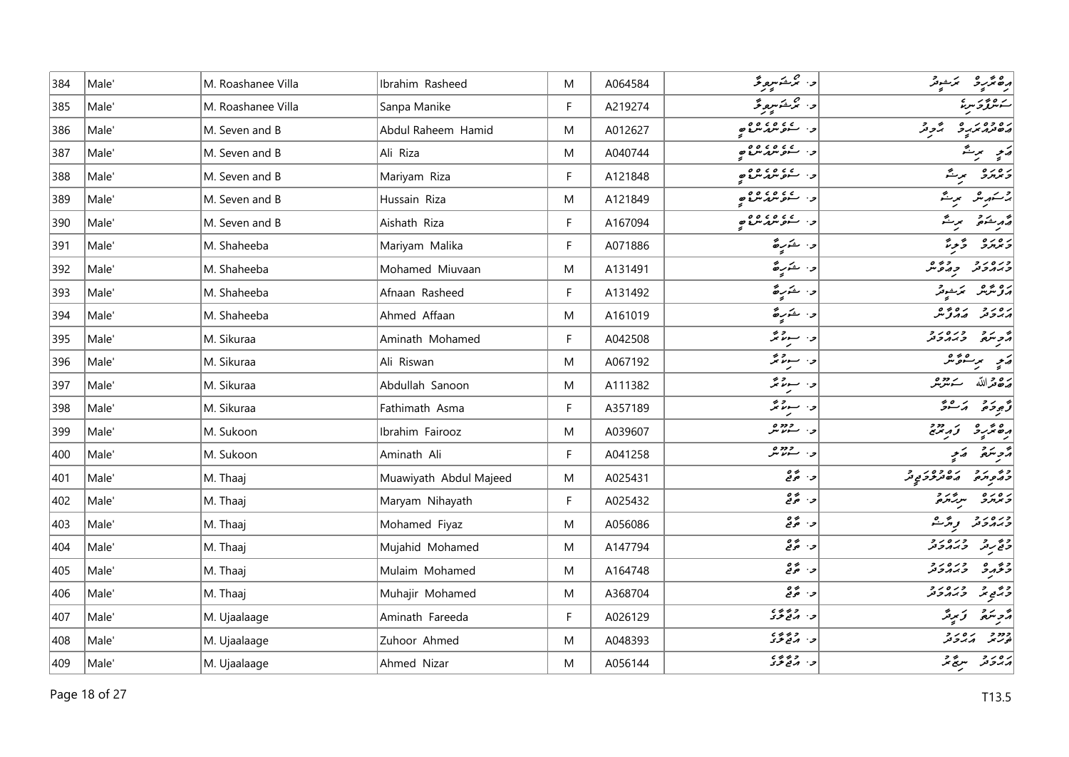| 384 | Male' | M. Roashanee Villa | Ibrahim Rasheed | M | A064584 | މ. ރޯޝަނީވިލާ | އިބްރާހީމް ރަޝީދު |
|---|---|---|---|---|---|---|---|
| 385 | Male' | M. Roashanee Villa | Sanpa Manike | F | A219274 | މ. ރޯޝަނީވިލާ | ސަންޕާމަނިކެ |
| 386 | Male' | M. Seven and B | Abdul Raheem Hamid | M | A012627 | މ. ސެވަންއެންޑްބީ | އަބްދުއްރަޙީމް ހާމިދު |
| 387 | Male' | M. Seven and B | Ali Riza | M | A040744 | މ. ސެވަންއެންޑްބީ | އަލި ރިޟާ |
| 388 | Male' | M. Seven and B | Mariyam Riza | F | A121848 | މ. ސެވަންއެންޑްބީ | މަރްޔަމް ރިޟާ |
| 389 | Male' | M. Seven and B | Hussain Riza | M | A121849 | މ. ސެވަންއެންޑްބީ | ހުސައިން ރިޟާ |
| 390 | Male' | M. Seven and B | Aishath Riza | F | A167094 | މ. ސެވަންއެންޑްބީ | އާއިޝަތު ރިޟާ |
| 391 | Male' | M. Shaheeba | Mariyam Malika | F | A071886 | މ. ޝަހީބާ | މަރްޔަމް މާލިކާ |
| 392 | Male' | M. Shaheeba | Mohamed Miuvaan | M | A131491 | މ. ޝަހީބާ | މުޙައްމަދު މިއުވާން |
| 393 | Male' | M. Shaheeba | Afnaan Rasheed | F | A131492 | މ. ޝަހީބާ | އަފްނާން ރަޝީދު |
| 394 | Male' | M. Shaheeba | Ahmed Affaan | M | A161019 | މ. ޝަހީބާ | އަޙްމަދު އައްފާން |
| 395 | Male' | M. Sikuraa | Aminath Mohamed | F | A042508 | މ. ސިކުރާ | އާމިނަތު މުޙައްމަދު |
| 396 | Male' | M. Sikuraa | Ali Riswan | M | A067192 | މ. ސިކުރާ | އަލި ރިސްވާން |
| 397 | Male' | M. Sikuraa | Abdullah Sanoon | M | A111382 | މ. ސިކުރާ | އަބްދުﷲ ސަނޫން |
| 398 | Male' | M. Sikuraa | Fathimath Asma | F | A357189 | މ. ސިކުރާ | ފާތިމަތު އަސްމާ |
| 399 | Male' | M. Sukoon | Ibrahim Fairooz | M | A039607 | މ. ސުކޫން | އިބްރާހީމް ފައިރޫޒު |
| 400 | Male' | M. Sukoon | Aminath Ali | F | A041258 | މ. ސުކޫން | އާމިނަތު އަލި |
| 401 | Male' | M. Thaaj | Muawiyath Abdul Majeed | M | A025431 | މ. ތާޖު | މުޢާވިޔަތު އަބްދުލްމަޖީދު |
| 402 | Male' | M. Thaaj | Maryam Nihayath | F | A025432 | މ. ތާޖު | މަރްޔަމް ނިހާޔަތު |
| 403 | Male' | M. Thaaj | Mohamed Fiyaz | M | A056086 | މ. ތާޖު | މުޙައްމަދު ފިޔާޒް |
| 404 | Male' | M. Thaaj | Mujahid Mohamed | M | A147794 | މ. ތާޖު | މުޖާހިދު މުޙައްމަދު |
| 405 | Male' | M. Thaaj | Mulaim Mohamed | M | A164748 | މ. ތާޖު | މުލައިމް މުޙައްމަދު |
| 406 | Male' | M. Thaaj | Muhajir Mohamed | M | A368704 | މ. ތާޖު | މުހާޖިރު މުޙައްމަދު |
| 407 | Male' | M. Ujaalaage | Aminath Fareeda | F | A026129 | މ. އުޖާލާގެ | އާމިނަތު ފަރީދާ |
| 408 | Male' | M. Ujaalaage | Zuhoor Ahmed | M | A048393 | މ. އުޖާލާގެ | ޒުހޫރު އަޙްމަދު |
| 409 | Male' | M. Ujaalaage | Ahmed Nizar | M | A056144 | މ. އުޖާލާގެ | އަޙްމަދު ނިޒާރު |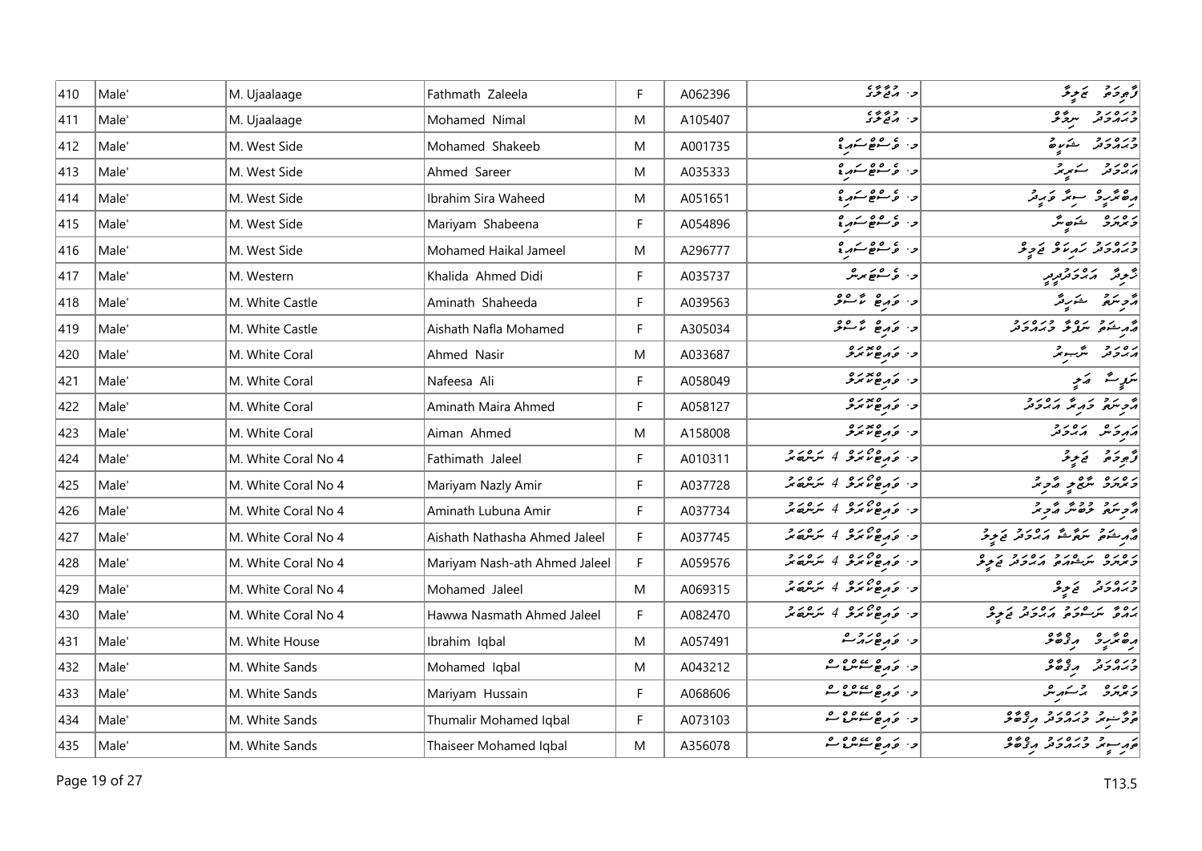| 410 | Male' | M. Ujaalaage | Fathmath Zaleela | F | A062396 | މ. އުޖާލާގެ | ފާތިމަތު ޒަލީލާ |
|---|---|---|---|---|---|---|---|
| 411 | Male' | M. Ujaalaage | Mohamed Nimal | M | A105407 | މ. އުޖާލާގެ | މުހައްމަދު ނިމާލް |
| 412 | Male' | M. West Side | Mohamed Shakeeb | M | A001735 | މ. ވެސްޓްސައިޑް | މުހައްމަދު ޝަކީބް |
| 413 | Male' | M. West Side | Ahmed Sareer | M | A035333 | މ. ވެސްޓްސައިޑް | އަހުމަދު ސަރީރު |
| 414 | Male' | M. West Side | Ibrahim Sira Waheed | M | A051651 | މ. ވެސްޓްސައިޑް | އިބްރާހީމް ސިރާ ވަހީދު |
| 415 | Male' | M. West Side | Mariyam Shabeena | F | A054896 | މ. ވެސްޓްސައިޑް | މަރިޔަމް ޝަބީނާ |
| 416 | Male' | M. West Side | Mohamed Haikal Jameel | M | A296777 | މ. ވެސްޓްސައިޑް | މުހައްމަދު ހައިކަލް ޖަމީލް |
| 417 | Male' | M. Western | Khalida Ahmed Didi | F | A035737 | މ. ވެސްޓަރން | ޚާލިދާ އަހުމަދުދީދީ |
| 418 | Male' | M. White Castle | Aminath Shaheeda | F | A039563 | މ. ވައިޓް ކާސަލް | އާމިނަތު ޝަހީދާ |
| 419 | Male' | M. White Castle | Aishath Nafla Mohamed | F | A305034 | މ. ވައިޓް ކާސަލް | އާއިޝަތު ނަފްލާ މުހައްމަދު |
| 420 | Male' | M. White Coral | Ahmed Nasir | M | A033687 | މ. ވައިޓްކޯރަލް | އަހުމަދު ނާސިރު |
| 421 | Male' | M. White Coral | Nafeesa Ali | F | A058049 | މ. ވައިޓްކޯރަލް | ނަފީސާ އަލި |
| 422 | Male' | M. White Coral | Aminath Maira Ahmed | F | A058127 | މ. ވައިޓްކޯރަލް | އާމިނަތު މައިރާ އަހުމަދު |
| 423 | Male' | M. White Coral | Aiman Ahmed | M | A158008 | މ. ވައިޓްކޯރަލް | އައިމަން އަހުމަދު |
| 424 | Male' | M. White Coral No 4 | Fathimath Jaleel | F | A010311 | މ. ވައިޓްކޯރަލް 4 ނަންބަރު | ފާތިމަތު ޖަލީލް |
| 425 | Male' | M. White Coral No 4 | Mariyam Nazly Amir | F | A037728 | މ. ވައިޓްކޯރަލް 4 ނަންބަރު | މަރިޔަމް ނާޒްލީ އާމިރު |
| 426 | Male' | M. White Coral No 4 | Aminath Lubuna Amir | F | A037734 | މ. ވައިޓްކޯރަލް 4 ނަންބަރު | އާމިނަތު ލުބުނާ އާމިރު |
| 427 | Male' | M. White Coral No 4 | Aishath Nathasha Ahmed Jaleel | F | A037745 | މ. ވައިޓްކޯރަލް 4 ނަންބަރު | އާއިޝަތު ނަތާޝާ އަހުމަދު ޖަލީލް |
| 428 | Male' | M. White Coral No 4 | Mariyam Nash-ath Ahmed Jaleel | F | A059576 | މ. ވައިޓްކޯރަލް 4 ނަންބަރު | މަރިޔަމް ނަޝްއަތު އަހުމަދު ޖަލީލް |
| 429 | Male' | M. White Coral No 4 | Mohamed Jaleel | M | A069315 | މ. ވައިޓްކޯރަލް 4 ނަންބަރު | މުހައްމަދު ޖަލީލް |
| 430 | Male' | M. White Coral No 4 | Hawwa Nasmath Ahmed Jaleel | F | A082470 | މ. ވައިޓްކޯރަލް 4 ނަންބަރު | ހައްވާ ނަސްމަތު އަހުމަދު ޖަލީލް |
| 431 | Male' | M. White House | Ibrahim Iqbal | M | A057491 | މ. ވައިޓްހައުސް | އިބްރާހީމް އިގުބާލް |
| 432 | Male' | M. White Sands | Mohamed Iqbal | M | A043212 | މ. ވައިޓްސޭންޑްސް | މުހައްމަދު އިގުބާލް |
| 433 | Male' | M. White Sands | Mariyam Hussain | F | A068606 | މ. ވައިޓްސޭންޑްސް | މަރިޔަމް ހުސައިން |
| 434 | Male' | M. White Sands | Thumalir Mohamed Iqbal | F | A073103 | މ. ވައިޓްސޭންޑްސް | ތުމާލިރު މުހައްމަދު އިގުބާލް |
| 435 | Male' | M. White Sands | Thaiseer Mohamed Iqbal | M | A356078 | މ. ވައިޓްސޭންޑްސް | ތައިސީރު މުހައްމަދު އިގުބާލް |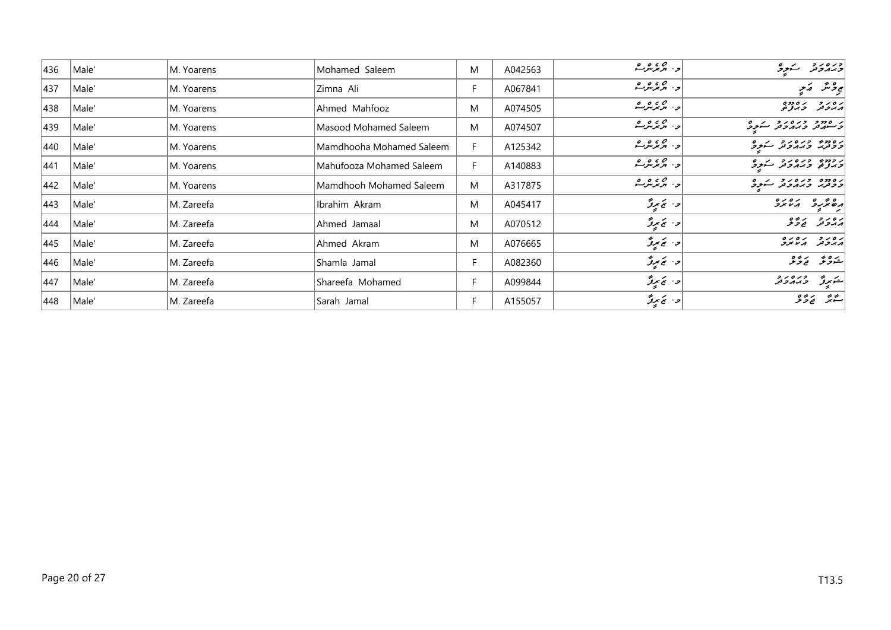| 436 | Male' | M. Yoarens | Mohamed Saleem | M | A042563 | މ. ޔޯރެންސް | މުހައްމަދު ސަލީމް |
|---|---|---|---|---|---|---|---|
| 437 | Male' | M. Yoarens | Zimna Ali | F | A067841 | މ. ޔޯރެންސް | ޒިމްނާ އަލީ |
| 438 | Male' | M. Yoarens | Ahmed Mahfooz | M | A074505 | މ. ޔޯރެންސް | އަޙްމަދު މަޙްފޫޒު |
| 439 | Male' | M. Yoarens | Masood Mohamed Saleem | M | A074507 | މ. ޔޯރެންސް | މަސްޢޫދު މުހައްމަދު ސަލީމް |
| 440 | Male' | M. Yoarens | Mamdhooha Mohamed Saleem | F | A125342 | މ. ޔޯރެންސް | މަމްދޫހާ މުހައްމަދު ސަލީމް |
| 441 | Male' | M. Yoarens | Mahufooza Mohamed Saleem | F | A140883 | މ. ޔޯރެންސް | މަހުފޫޒާ މުހައްމަދު ސަލީމް |
| 442 | Male' | M. Yoarens | Mamdhooh Mohamed Saleem | M | A317875 | މ. ޔޯރެންސް | މަމްދޫހް މުހައްމަދު ސަލީމް |
| 443 | Male' | M. Zareefa | Ibrahim Akram | M | A045417 | މ. ޒަރީފާ | އިބްރާހީމް އަކްރަމް |
| 444 | Male' | M. Zareefa | Ahmed Jamaal | M | A070512 | މ. ޒަރީފާ | އަޙްމަދު ޖަމާލް |
| 445 | Male' | M. Zareefa | Ahmed Akram | M | A076665 | މ. ޒަރީފާ | އަޙްމަދު އަކްރަމް |
| 446 | Male' | M. Zareefa | Shamla Jamal | F | A082360 | މ. ޒަރީފާ | ޝަމްލާ ޖަމާލް |
| 447 | Male' | M. Zareefa | Shareefa Mohamed | F | A099844 | މ. ޒަރީފާ | ޝަރީފާ މުހައްމަދު |
| 448 | Male' | M. Zareefa | Sarah Jamal | F | A155057 | މ. ޒަރީފާ | ސާރާ ޖަމާލް |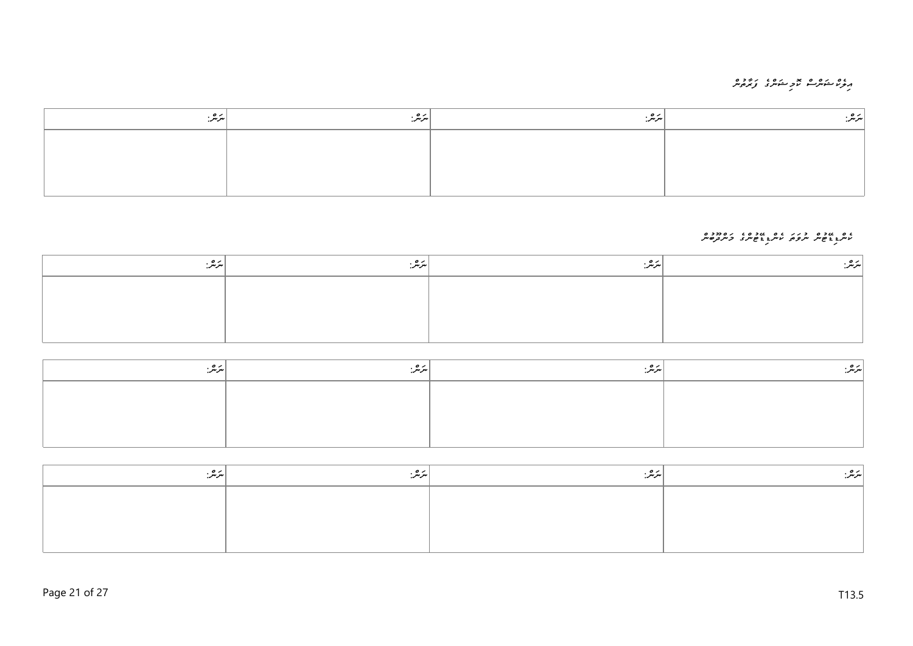# ދިވެހި ސަރުކާރު ހާދިސާތަކާއި ގުޅޭ

| ނަންބަރު: | ނަންބަރު: | ނަންބަރު: | ނަންބަރު: |
|---|---|---|---|
| | | | |

## ކުރިމަތިލާ މީހާގެ ދާއިމީ އެޑްރެސް

| ނަންބަރު: | ނަންބަރު: | ނަންބަރު: | ނަންބަރު: |
|---|---|---|---|
| | | | |

| ނަންބަރު: | ނަންބަރު: | ނަންބަރު: | ނަންބަރު: |
|---|---|---|---|
| | | | |

| ނަންބަރު: | ނަންބަރު: | ނަންބަރު: | ނަންބަރު: |
|---|---|---|---|
| | | | |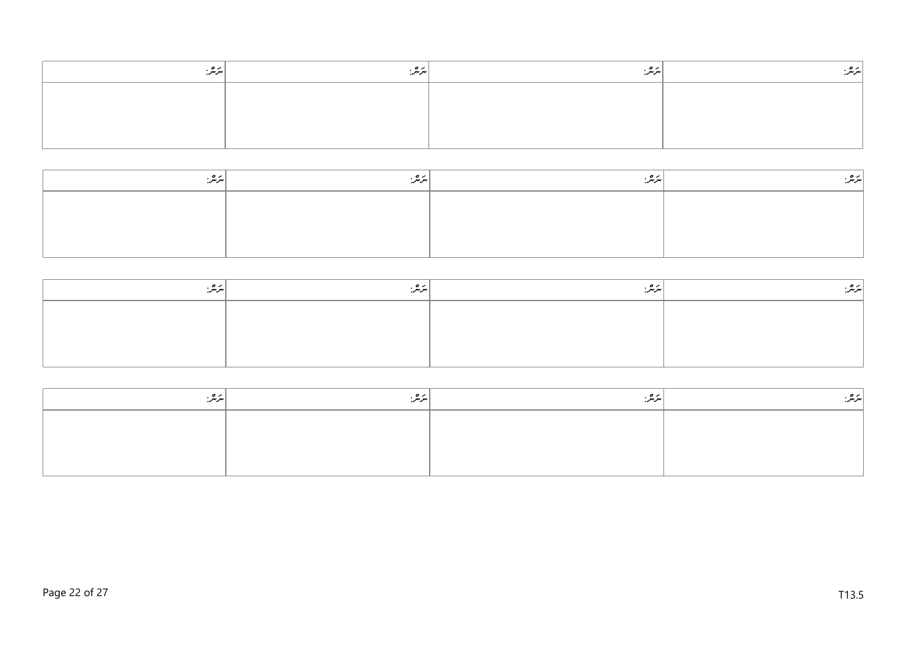| ނަރަށް: | ނަރަށް: | ނަރަށް: | ނަރަށް: |
|---|---|---|---|
| | | | |

| ނަރަށް: | ނަރަށް: | ނަރަށް: | ނަރަށް: |
|---|---|---|---|
| | | | |

| ނަރަށް: | ނަރަށް: | ނަރަށް: | ނަރަށް: |
|---|---|---|---|
| | | | |

| ނަރަށް: | ނަރަށް: | ނަރަށް: | ނަރަށް: |
|---|---|---|---|
| | | | |

T13.5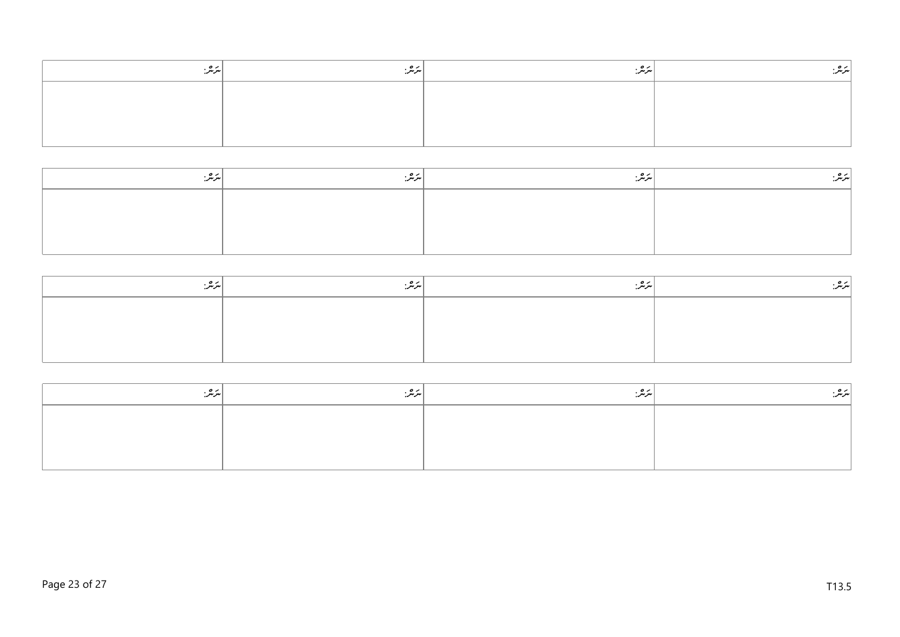| ނަންބަރު: | ނަންބަރު: | ނަންބަރު: | ނަންބަރު: |
|---|---|---|---|
| | | | |

| ނަންބަރު: | ނަންބަރު: | ނަންބަރު: | ނަންބަރު: |
|---|---|---|---|
| | | | |

| ނަންބަރު: | ނަންބަރު: | ނަންބަރު: | ނަންބަރު: |
|---|---|---|---|
| | | | |

| ނަންބަރު: | ނަންބަރު: | ނަންބަރު: | ނަންބަރު: |
|---|---|---|---|
| | | | |

T13.5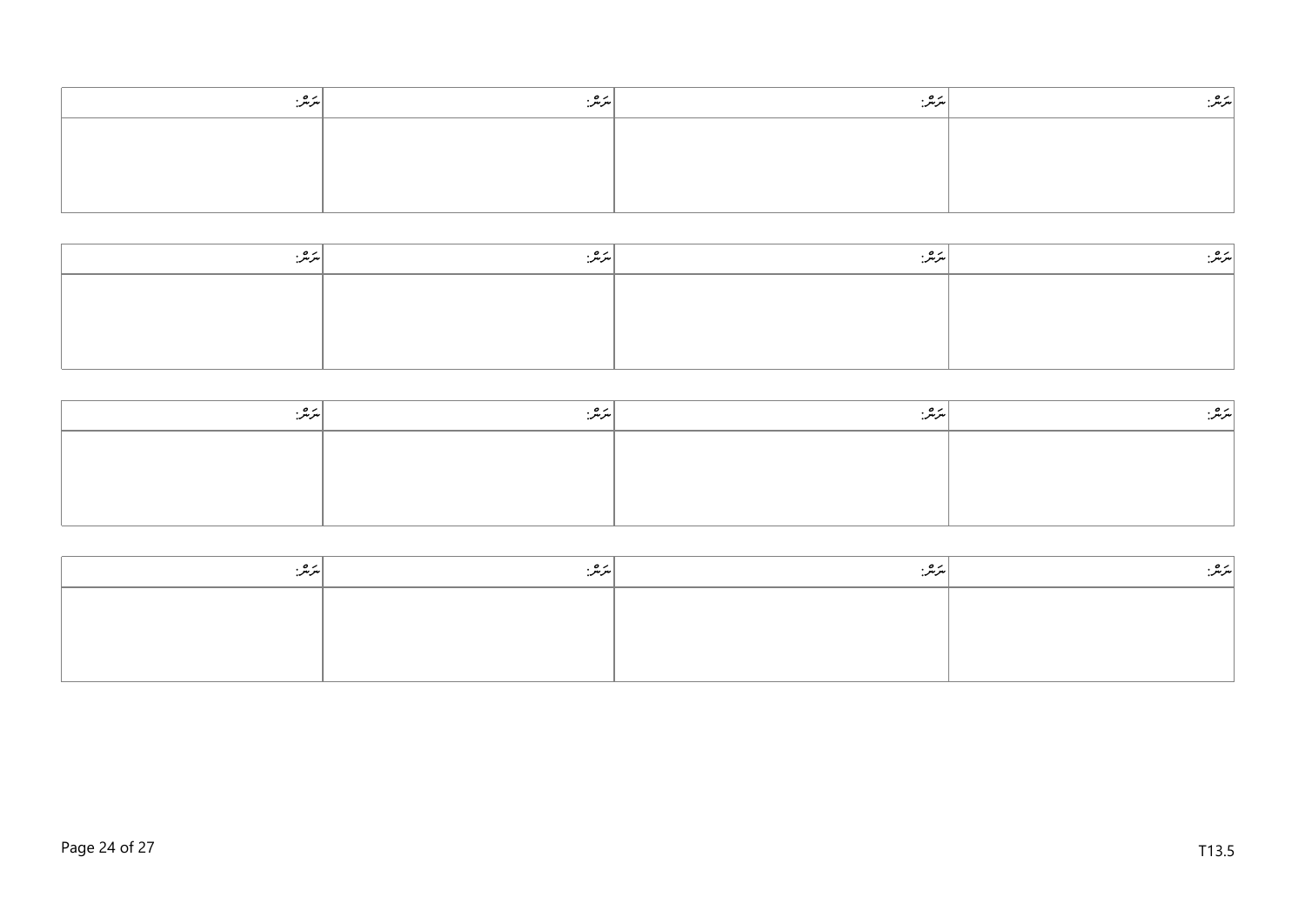| ނަރަދު: | ނަރަދު: | ނަރަދު: | ނަރަދު: |
|---|---|---|---|
| | | | |

| ނަރަދު: | ނަރަދު: | ނަރަދު: | ނަރަދު: |
|---|---|---|---|
| | | | |

| ނަރަދު: | ނަރަދު: | ނަރަދު: | ނަރަދު: |
|---|---|---|---|
| | | | |

| ނަރަދު: | ނަރަދު: | ނަރަދު: | ނަރަދު: |
|---|---|---|---|
| | | | |

T13.5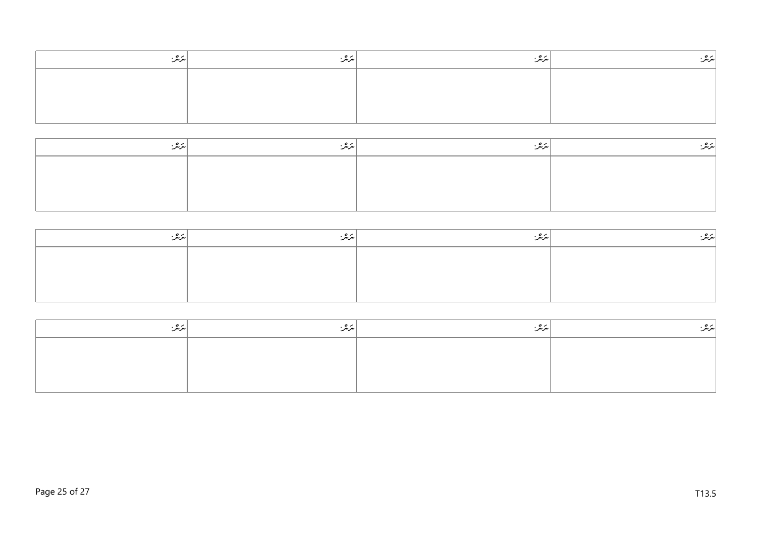| ނަންބަރު: | ނަންބަރު: | ނަންބަރު: | ނަންބަރު: |
|---|---|---|---|
| | | | |

| ނަންބަރު: | ނަންބަރު: | ނަންބަރު: | ނަންބަރު: |
|---|---|---|---|
| | | | |

| ނަންބަރު: | ނަންބަރު: | ނަންބަރު: | ނަންބަރު: |
|---|---|---|---|
| | | | |

| ނަންބަރު: | ނަންބަރު: | ނަންބަރު: | ނަންބަރު: |
|---|---|---|---|
| | | | |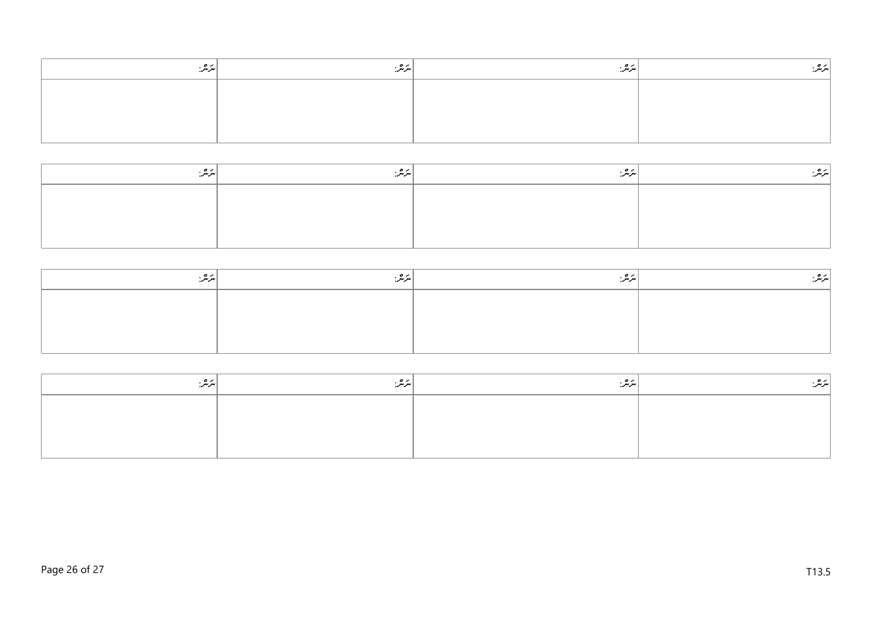| ނަރުދ: | ނަރުދ: | ނަރުދ: | ނަރުދ: |
| --- | --- | --- | --- |
| | | | |

| ނަރުދ: | ނަރުދ: | ނަރުދ: | ނަރުދ: |
| --- | --- | --- | --- |
| | | | |

| ނަރުދ: | ނަރުދ: | ނަރުދ: | ނަރުދ: |
| --- | --- | --- | --- |
| | | | |

| ނަރުދ: | ނަރުދ: | ނަރުދ: | ނަރުދ: |
| --- | --- | --- | --- |
| | | | |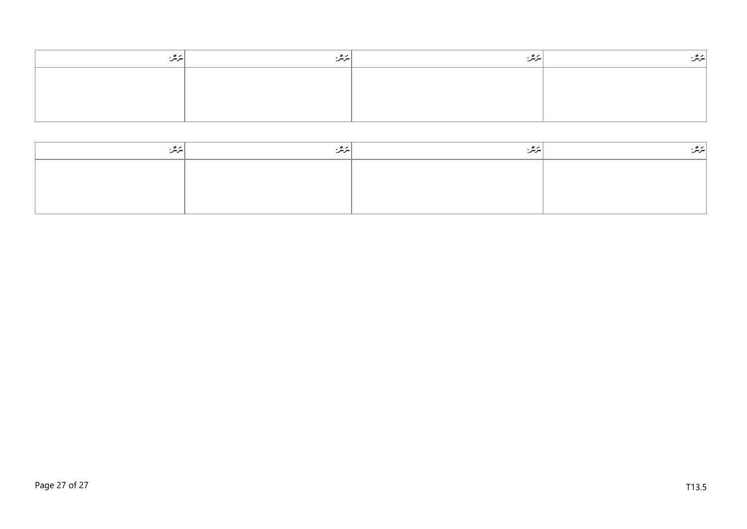| ޢަދަދު: | ޢަދަދު: | ޢަދަދު: | ޢަދަދު: |
|---|---|---|---|
| | | | |

| ޢަދަދު: | ޢަދަދު: | ޢަދަދު: | ޢަދަދު: |
|---|---|---|---|
| | | | |

T13.5